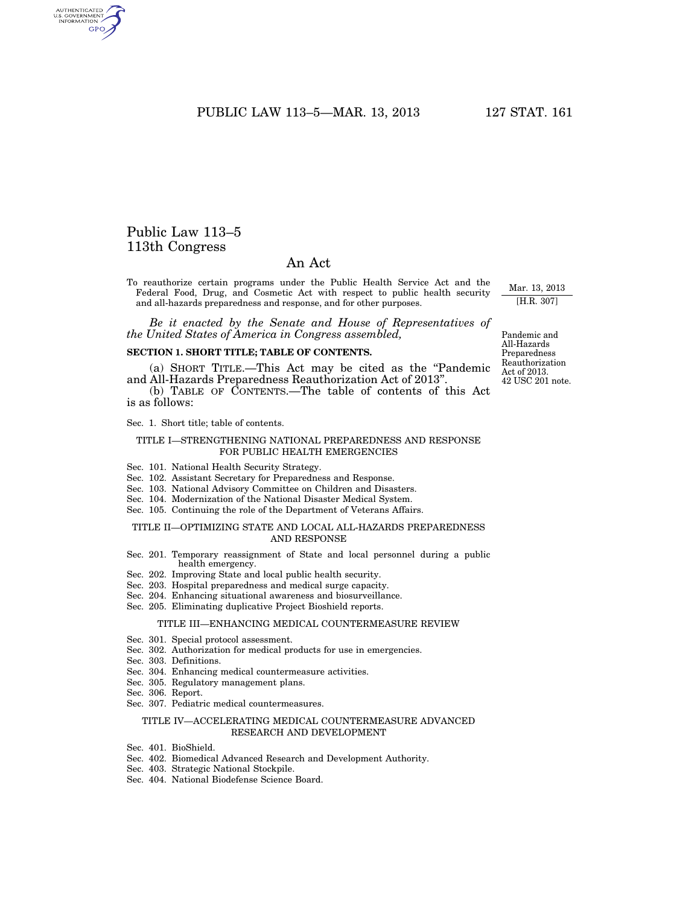# Public Law 113–5
## 113th Congress

## An Act

To reauthorize certain programs under the Public Health Service Act and the Federal Food, Drug, and Cosmetic Act with respect to public health security and all-hazards preparedness and response, and for other purposes.

Mar. 13, 2013
[H.R. 307]

*Be it enacted by the Senate and House of Representatives of the United States of America in Congress assembled,*

Pandemic and All-Hazards Preparedness Reauthorization Act of 2013.
42 USC 201 note.

**SECTION 1. SHORT TITLE; TABLE OF CONTENTS.**

(a) SHORT TITLE.—This Act may be cited as the "Pandemic and All-Hazards Preparedness Reauthorization Act of 2013".

(b) TABLE OF CONTENTS.—The table of contents of this Act is as follows:

Sec. 1. Short title; table of contents.

TITLE I—STRENGTHENING NATIONAL PREPAREDNESS AND RESPONSE FOR PUBLIC HEALTH EMERGENCIES

Sec. 101. National Health Security Strategy.
Sec. 102. Assistant Secretary for Preparedness and Response.
Sec. 103. National Advisory Committee on Children and Disasters.
Sec. 104. Modernization of the National Disaster Medical System.
Sec. 105. Continuing the role of the Department of Veterans Affairs.

TITLE II—OPTIMIZING STATE AND LOCAL ALL-HAZARDS PREPAREDNESS AND RESPONSE

Sec. 201. Temporary reassignment of State and local personnel during a public health emergency.
Sec. 202. Improving State and local public health security.
Sec. 203. Hospital preparedness and medical surge capacity.
Sec. 204. Enhancing situational awareness and biosurveillance.
Sec. 205. Eliminating duplicative Project Bioshield reports.

TITLE III—ENHANCING MEDICAL COUNTERMEASURE REVIEW

Sec. 301. Special protocol assessment.
Sec. 302. Authorization for medical products for use in emergencies.
Sec. 303. Definitions.
Sec. 304. Enhancing medical countermeasure activities.
Sec. 305. Regulatory management plans.
Sec. 306. Report.
Sec. 307. Pediatric medical countermeasures.

TITLE IV—ACCELERATING MEDICAL COUNTERMEASURE ADVANCED RESEARCH AND DEVELOPMENT

Sec. 401. BioShield.
Sec. 402. Biomedical Advanced Research and Development Authority.
Sec. 403. Strategic National Stockpile.
Sec. 404. National Biodefense Science Board.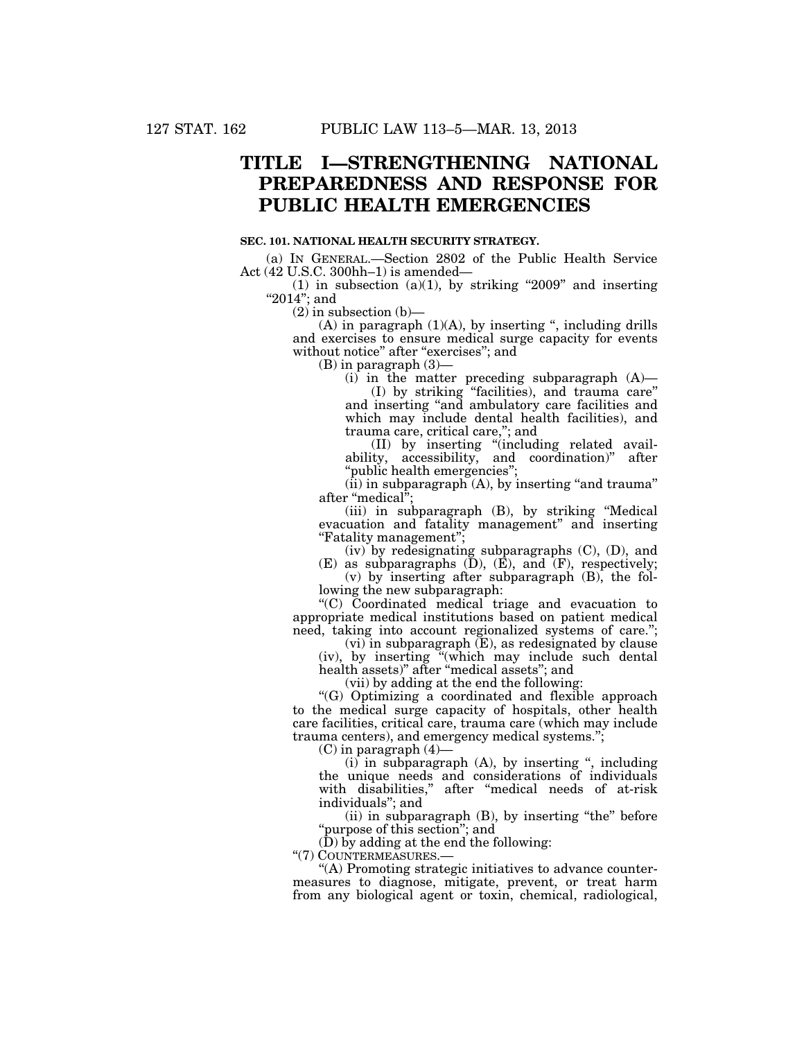# TITLE I—STRENGTHENING NATIONAL PREPAREDNESS AND RESPONSE FOR PUBLIC HEALTH EMERGENCIES

### SEC. 101. NATIONAL HEALTH SECURITY STRATEGY.

(a) IN GENERAL.—Section 2802 of the Public Health Service Act (42 U.S.C. 300hh–1) is amended—

(1) in subsection (a)(1), by striking "2009" and inserting "2014"; and

(2) in subsection (b)—

(A) in paragraph (1)(A), by inserting ", including drills and exercises to ensure medical surge capacity for events without notice" after "exercises"; and

(B) in paragraph (3)—

(i) in the matter preceding subparagraph (A)—

(I) by striking "facilities), and trauma care" and inserting "and ambulatory care facilities and which may include dental health facilities), and trauma care, critical care,"; and

(II) by inserting "(including related availability, accessibility, and coordination)" after "public health emergencies";

(ii) in subparagraph (A), by inserting "and trauma" after "medical";

(iii) in subparagraph (B), by striking "Medical evacuation and fatality management" and inserting "Fatality management";

(iv) by redesignating subparagraphs (C), (D), and (E) as subparagraphs (D), (E), and (F), respectively;

(v) by inserting after subparagraph (B), the following the new subparagraph:

"(C) Coordinated medical triage and evacuation to appropriate medical institutions based on patient medical need, taking into account regionalized systems of care.";

(vi) in subparagraph (E), as redesignated by clause (iv), by inserting "(which may include such dental health assets)" after "medical assets"; and

(vii) by adding at the end the following:

"(G) Optimizing a coordinated and flexible approach to the medical surge capacity of hospitals, other health care facilities, critical care, trauma care (which may include trauma centers), and emergency medical systems.";

(C) in paragraph (4)—

(i) in subparagraph (A), by inserting ", including the unique needs and considerations of individuals with disabilities," after "medical needs of at-risk individuals"; and

(ii) in subparagraph (B), by inserting "the" before "purpose of this section"; and

(D) by adding at the end the following:

"(7) COUNTERMEASURES.—

"(A) Promoting strategic initiatives to advance countermeasures to diagnose, mitigate, prevent, or treat harm from any biological agent or toxin, chemical, radiological,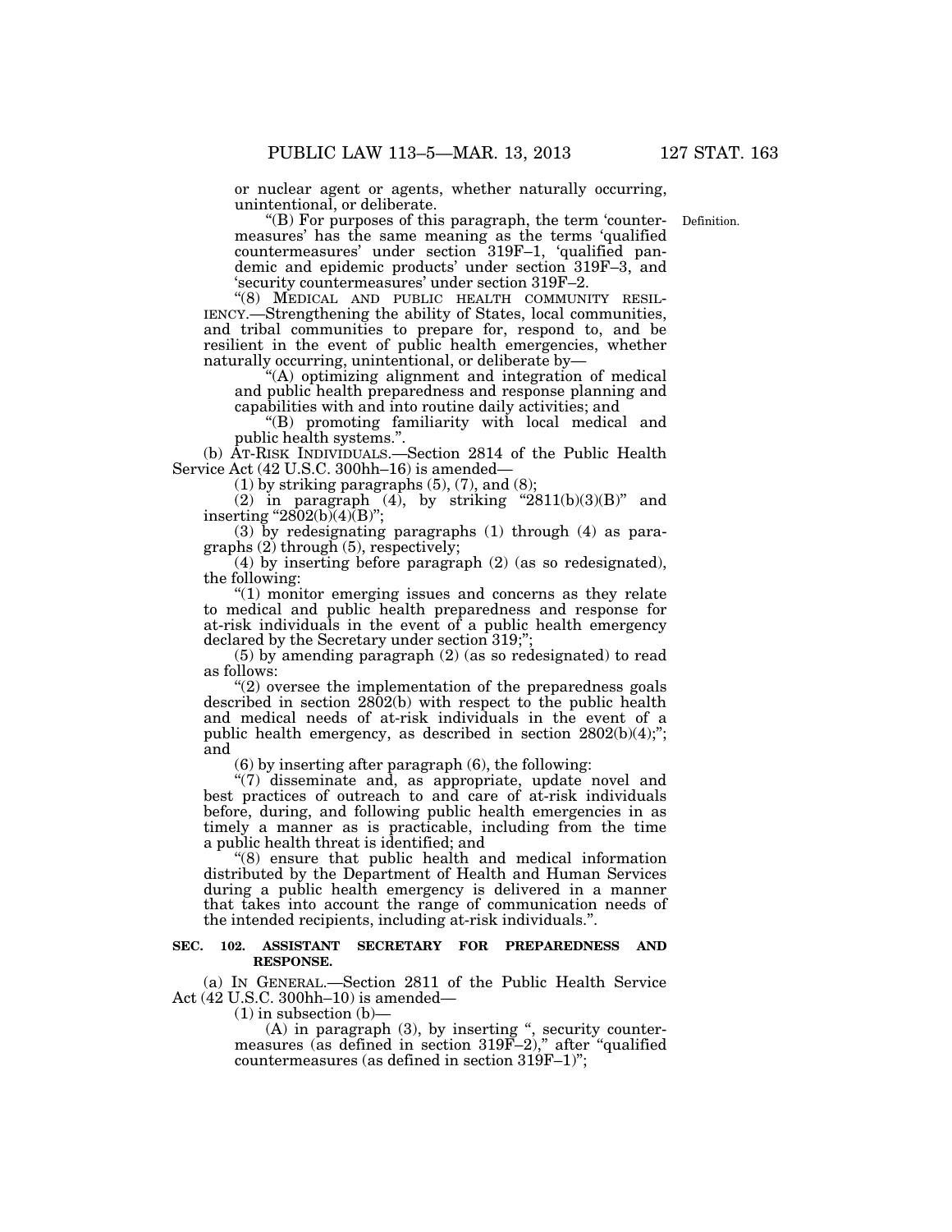or nuclear agent or agents, whether naturally occurring, unintentional, or deliberate.

"(B) For purposes of this paragraph, the term 'countermeasures' has the same meaning as the terms 'qualified countermeasures' under section 319F–1, 'qualified pandemic and epidemic products' under section 319F–3, and 'security countermeasures' under section 319F–2.

Definition.

"(8) MEDICAL AND PUBLIC HEALTH COMMUNITY RESILIENCY.—Strengthening the ability of States, local communities, and tribal communities to prepare for, respond to, and be resilient in the event of public health emergencies, whether naturally occurring, unintentional, or deliberate by—

"(A) optimizing alignment and integration of medical and public health preparedness and response planning and capabilities with and into routine daily activities; and

"(B) promoting familiarity with local medical and public health systems.".

(b) AT-RISK INDIVIDUALS.—Section 2814 of the Public Health Service Act (42 U.S.C. 300hh–16) is amended—

(1) by striking paragraphs (5), (7), and (8);

(2) in paragraph (4), by striking "2811(b)(3)(B)" and inserting "2802(b)(4)(B)";

(3) by redesignating paragraphs (1) through (4) as paragraphs (2) through (5), respectively;

(4) by inserting before paragraph (2) (as so redesignated), the following:

"(1) monitor emerging issues and concerns as they relate to medical and public health preparedness and response for at-risk individuals in the event of a public health emergency declared by the Secretary under section 319;";

(5) by amending paragraph (2) (as so redesignated) to read as follows:

"(2) oversee the implementation of the preparedness goals described in section 2802(b) with respect to the public health and medical needs of at-risk individuals in the event of a public health emergency, as described in section 2802(b)(4);"; and

(6) by inserting after paragraph (6), the following:

"(7) disseminate and, as appropriate, update novel and best practices of outreach to and care of at-risk individuals before, during, and following public health emergencies in as timely a manner as is practicable, including from the time a public health threat is identified; and

"(8) ensure that public health and medical information distributed by the Department of Health and Human Services during a public health emergency is delivered in a manner that takes into account the range of communication needs of the intended recipients, including at-risk individuals.".

**SEC. 102. ASSISTANT SECRETARY FOR PREPAREDNESS AND RESPONSE.**

(a) IN GENERAL.—Section 2811 of the Public Health Service Act (42 U.S.C. 300hh–10) is amended—

(1) in subsection (b)—

(A) in paragraph (3), by inserting ", security countermeasures (as defined in section 319F–2)," after "qualified countermeasures (as defined in section 319F–1)";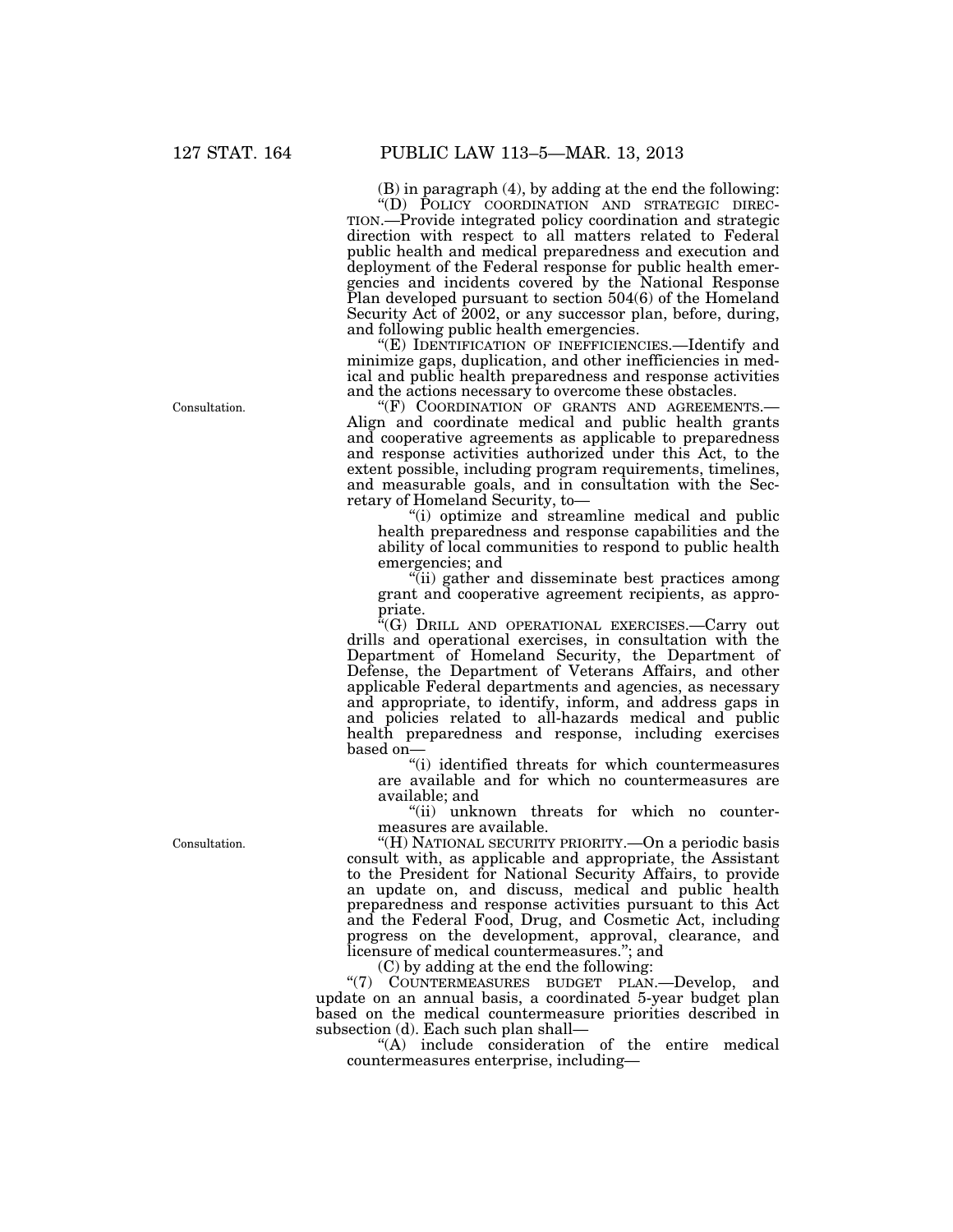(B) in paragraph (4), by adding at the end the following:

"(D) POLICY COORDINATION AND STRATEGIC DIRECTION.—Provide integrated policy coordination and strategic direction with respect to all matters related to Federal public health and medical preparedness and execution and deployment of the Federal response for public health emergencies and incidents covered by the National Response Plan developed pursuant to section 504(6) of the Homeland Security Act of 2002, or any successor plan, before, during, and following public health emergencies.

"(E) IDENTIFICATION OF INEFFICIENCIES.—Identify and minimize gaps, duplication, and other inefficiencies in medical and public health preparedness and response activities and the actions necessary to overcome these obstacles.

Consultation.

"(F) COORDINATION OF GRANTS AND AGREEMENTS.—Align and coordinate medical and public health grants and cooperative agreements as applicable to preparedness and response activities authorized under this Act, to the extent possible, including program requirements, timelines, and measurable goals, and in consultation with the Secretary of Homeland Security, to—

"(i) optimize and streamline medical and public health preparedness and response capabilities and the ability of local communities to respond to public health emergencies; and

"(ii) gather and disseminate best practices among grant and cooperative agreement recipients, as appropriate.

"(G) DRILL AND OPERATIONAL EXERCISES.—Carry out drills and operational exercises, in consultation with the Department of Homeland Security, the Department of Defense, the Department of Veterans Affairs, and other applicable Federal departments and agencies, as necessary and appropriate, to identify, inform, and address gaps in and policies related to all-hazards medical and public health preparedness and response, including exercises based on—

"(i) identified threats for which countermeasures are available and for which no countermeasures are available; and

"(ii) unknown threats for which no countermeasures are available.

Consultation.

"(H) NATIONAL SECURITY PRIORITY.—On a periodic basis consult with, as applicable and appropriate, the Assistant to the President for National Security Affairs, to provide an update on, and discuss, medical and public health preparedness and response activities pursuant to this Act and the Federal Food, Drug, and Cosmetic Act, including progress on the development, approval, clearance, and licensure of medical countermeasures."; and

(C) by adding at the end the following:

"(7) COUNTERMEASURES BUDGET PLAN.—Develop, and update on an annual basis, a coordinated 5-year budget plan based on the medical countermeasure priorities described in subsection (d). Each such plan shall—

"(A) include consideration of the entire medical countermeasures enterprise, including—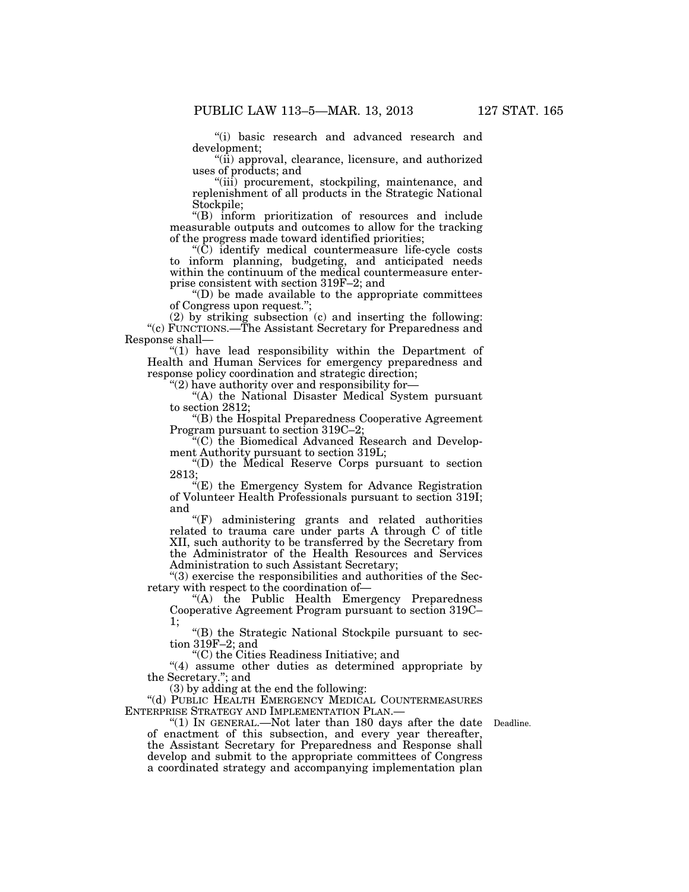"(i) basic research and advanced research and development;

"(ii) approval, clearance, licensure, and authorized uses of products; and

"(iii) procurement, stockpiling, maintenance, and replenishment of all products in the Strategic National Stockpile;

"(B) inform prioritization of resources and include measurable outputs and outcomes to allow for the tracking of the progress made toward identified priorities;

"(C) identify medical countermeasure life-cycle costs to inform planning, budgeting, and anticipated needs within the continuum of the medical countermeasure enterprise consistent with section 319F–2; and

"(D) be made available to the appropriate committees of Congress upon request.";

(2) by striking subsection (c) and inserting the following:

"(c) FUNCTIONS.—The Assistant Secretary for Preparedness and Response shall—

"(1) have lead responsibility within the Department of Health and Human Services for emergency preparedness and response policy coordination and strategic direction;

"(2) have authority over and responsibility for—

"(A) the National Disaster Medical System pursuant to section 2812;

"(B) the Hospital Preparedness Cooperative Agreement Program pursuant to section 319C–2;

"(C) the Biomedical Advanced Research and Development Authority pursuant to section 319L;

"(D) the Medical Reserve Corps pursuant to section 2813;

"(E) the Emergency System for Advance Registration of Volunteer Health Professionals pursuant to section 319I; and

"(F) administering grants and related authorities related to trauma care under parts A through C of title XII, such authority to be transferred by the Secretary from the Administrator of the Health Resources and Services Administration to such Assistant Secretary;

"(3) exercise the responsibilities and authorities of the Secretary with respect to the coordination of—

"(A) the Public Health Emergency Preparedness Cooperative Agreement Program pursuant to section 319C–1;

"(B) the Strategic National Stockpile pursuant to section 319F–2; and

"(C) the Cities Readiness Initiative; and

"(4) assume other duties as determined appropriate by the Secretary."; and

(3) by adding at the end the following:

"(d) PUBLIC HEALTH EMERGENCY MEDICAL COUNTERMEASURES ENTERPRISE STRATEGY AND IMPLEMENTATION PLAN.—

"(1) IN GENERAL.—Not later than 180 days after the date of enactment of this subsection, and every year thereafter, the Assistant Secretary for Preparedness and Response shall develop and submit to the appropriate committees of Congress a coordinated strategy and accompanying implementation plan

Deadline.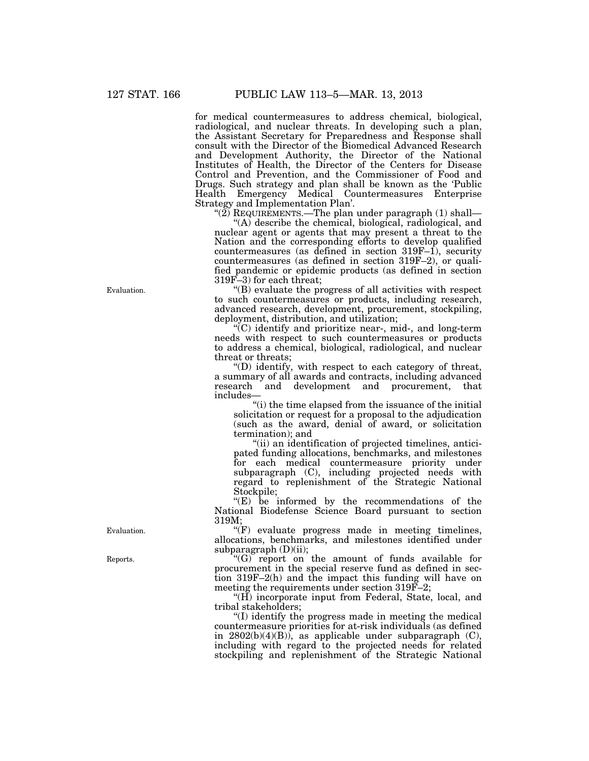for medical countermeasures to address chemical, biological, radiological, and nuclear threats. In developing such a plan, the Assistant Secretary for Preparedness and Response shall consult with the Director of the Biomedical Advanced Research and Development Authority, the Director of the National Institutes of Health, the Director of the Centers for Disease Control and Prevention, and the Commissioner of Food and Drugs. Such strategy and plan shall be known as the 'Public Health Emergency Medical Countermeasures Enterprise Strategy and Implementation Plan'.

"(2) REQUIREMENTS.—The plan under paragraph (1) shall—

"(A) describe the chemical, biological, radiological, and nuclear agent or agents that may present a threat to the Nation and the corresponding efforts to develop qualified countermeasures (as defined in section 319F–1), security countermeasures (as defined in section 319F–2), or qualified pandemic or epidemic products (as defined in section 319F–3) for each threat;

Evaluation.

"(B) evaluate the progress of all activities with respect to such countermeasures or products, including research, advanced research, development, procurement, stockpiling, deployment, distribution, and utilization;

"(C) identify and prioritize near-, mid-, and long-term needs with respect to such countermeasures or products to address a chemical, biological, radiological, and nuclear threat or threats;

"(D) identify, with respect to each category of threat, a summary of all awards and contracts, including advanced research and development and procurement, that includes—

"(i) the time elapsed from the issuance of the initial solicitation or request for a proposal to the adjudication (such as the award, denial of award, or solicitation termination); and

"(ii) an identification of projected timelines, anticipated funding allocations, benchmarks, and milestones for each medical countermeasure priority under subparagraph (C), including projected needs with regard to replenishment of the Strategic National Stockpile;

"(E) be informed by the recommendations of the National Biodefense Science Board pursuant to section 319M;

Evaluation.

"(F) evaluate progress made in meeting timelines, allocations, benchmarks, and milestones identified under subparagraph (D)(ii);

Reports.

"(G) report on the amount of funds available for procurement in the special reserve fund as defined in section 319F–2(h) and the impact this funding will have on meeting the requirements under section 319F–2;

"(H) incorporate input from Federal, State, local, and tribal stakeholders;

"(I) identify the progress made in meeting the medical countermeasure priorities for at-risk individuals (as defined in 2802(b)(4)(B)), as applicable under subparagraph (C), including with regard to the projected needs for related stockpiling and replenishment of the Strategic National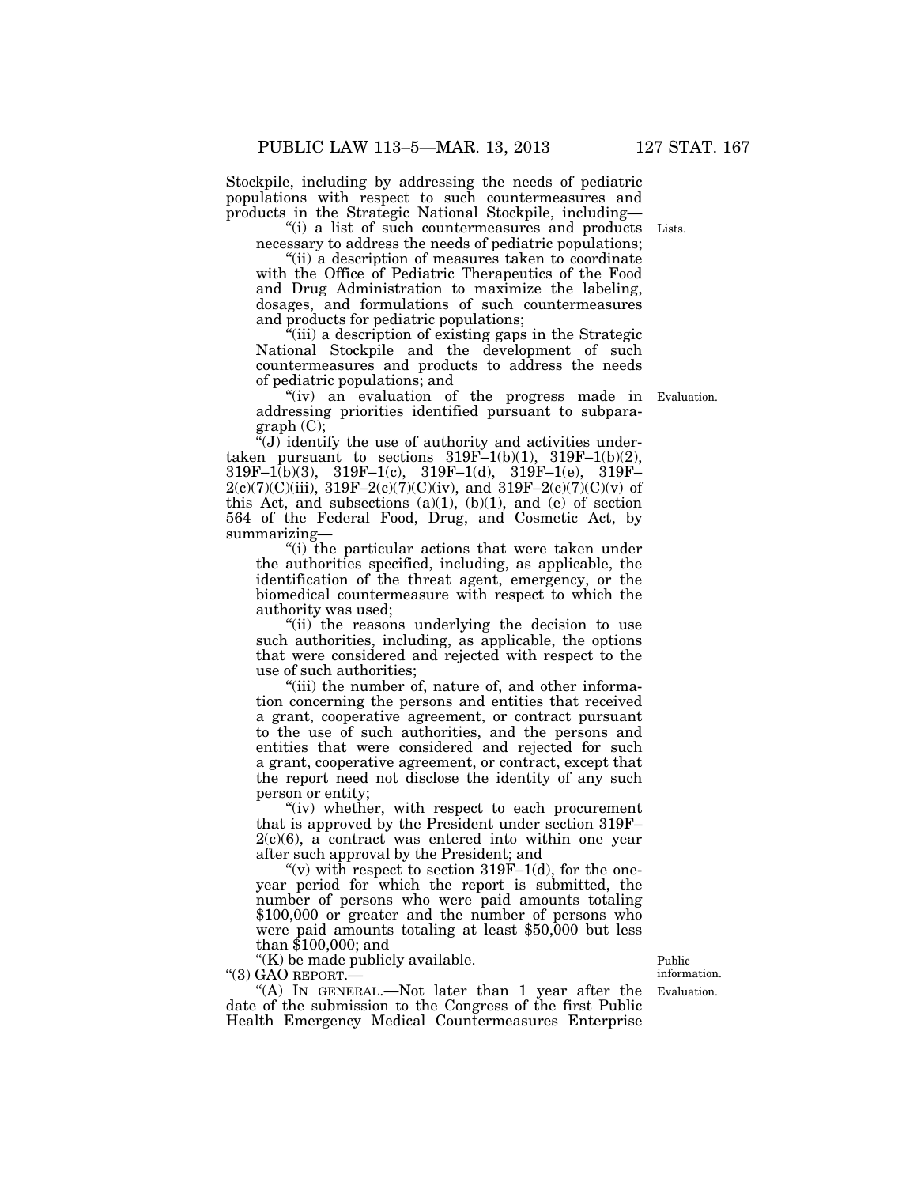Stockpile, including by addressing the needs of pediatric populations with respect to such countermeasures and products in the Strategic National Stockpile, including—

"(i) a list of such countermeasures and products necessary to address the needs of pediatric populations;

"(ii) a description of measures taken to coordinate with the Office of Pediatric Therapeutics of the Food and Drug Administration to maximize the labeling, dosages, and formulations of such countermeasures and products for pediatric populations;

"(iii) a description of existing gaps in the Strategic National Stockpile and the development of such countermeasures and products to address the needs of pediatric populations; and

"(iv) an evaluation of the progress made in addressing priorities identified pursuant to subparagraph (C);

"(J) identify the use of authority and activities undertaken pursuant to sections 319F–1(b)(1), 319F–1(b)(2), 319F–1(b)(3), 319F–1(c), 319F–1(d), 319F–1(e), 319F–2(c)(7)(C)(iii), 319F–2(c)(7)(C)(iv), and 319F–2(c)(7)(C)(v) of this Act, and subsections (a)(1), (b)(1), and (e) of section 564 of the Federal Food, Drug, and Cosmetic Act, by summarizing—

"(i) the particular actions that were taken under the authorities specified, including, as applicable, the identification of the threat agent, emergency, or the biomedical countermeasure with respect to which the authority was used;

"(ii) the reasons underlying the decision to use such authorities, including, as applicable, the options that were considered and rejected with respect to the use of such authorities;

"(iii) the number of, nature of, and other information concerning the persons and entities that received a grant, cooperative agreement, or contract pursuant to the use of such authorities, and the persons and entities that were considered and rejected for such a grant, cooperative agreement, or contract, except that the report need not disclose the identity of any such person or entity;

"(iv) whether, with respect to each procurement that is approved by the President under section 319F–2(c)(6), a contract was entered into within one year after such approval by the President; and

"(v) with respect to section 319F–1(d), for the one-year period for which the report is submitted, the number of persons who were paid amounts totaling $100,000 or greater and the number of persons who were paid amounts totaling at least $50,000 but less than $100,000; and

"(K) be made publicly available.

"(3) GAO REPORT.—

"(A) IN GENERAL.—Not later than 1 year after the date of the submission to the Congress of the first Public Health Emergency Medical Countermeasures Enterprise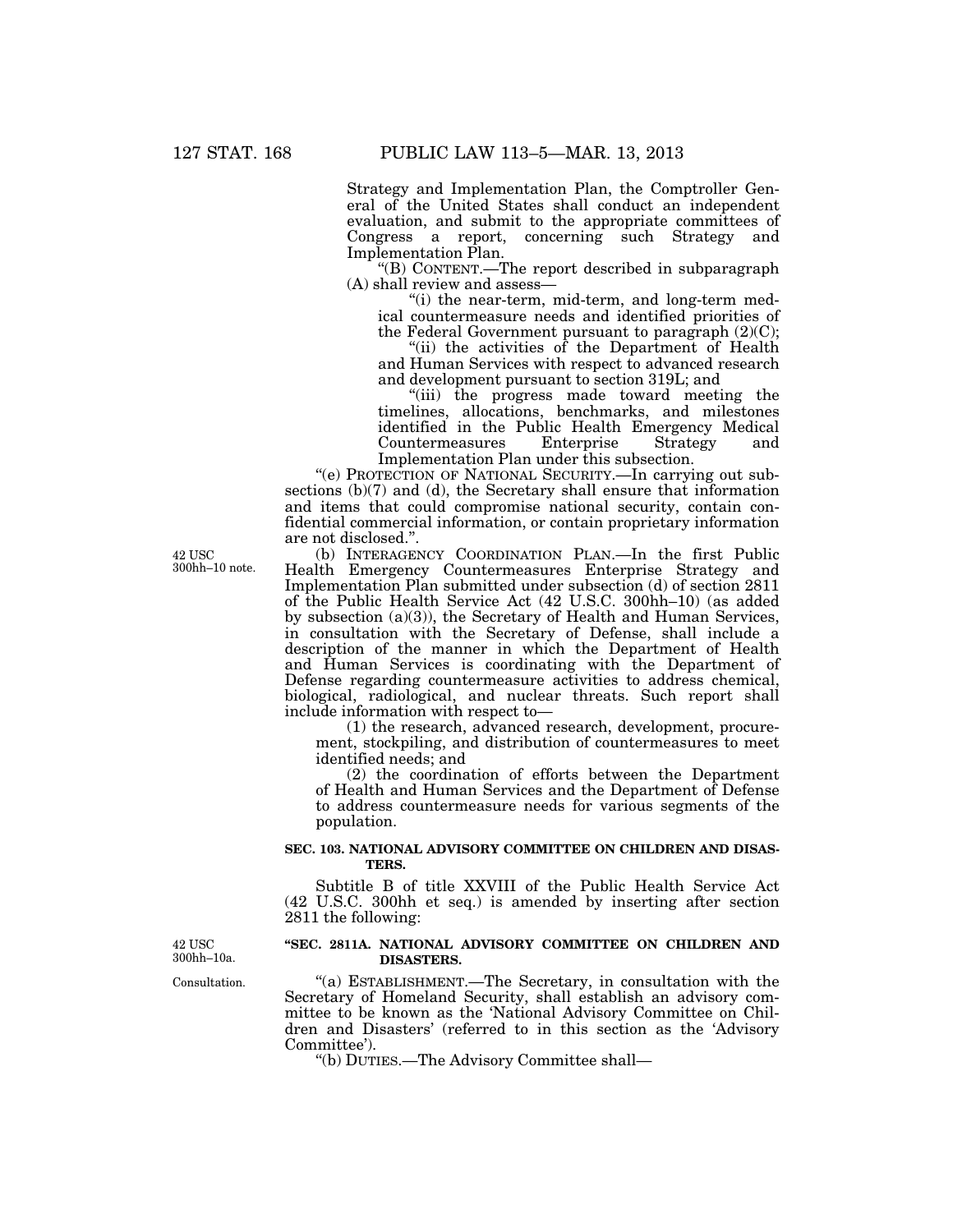Strategy and Implementation Plan, the Comptroller General of the United States shall conduct an independent evaluation, and submit to the appropriate committees of Congress a report, concerning such Strategy and Implementation Plan.

"(B) CONTENT.—The report described in subparagraph (A) shall review and assess—

"(i) the near-term, mid-term, and long-term medical countermeasure needs and identified priorities of the Federal Government pursuant to paragraph (2)(C);

"(ii) the activities of the Department of Health and Human Services with respect to advanced research and development pursuant to section 319L; and

"(iii) the progress made toward meeting the timelines, allocations, benchmarks, and milestones identified in the Public Health Emergency Medical Countermeasures Enterprise Strategy and Implementation Plan under this subsection.

"(e) PROTECTION OF NATIONAL SECURITY.—In carrying out subsections (b)(7) and (d), the Secretary shall ensure that information and items that could compromise national security, contain confidential commercial information, or contain proprietary information are not disclosed.".

42 USC 300hh–10 note.

(b) INTERAGENCY COORDINATION PLAN.—In the first Public Health Emergency Countermeasures Enterprise Strategy and Implementation Plan submitted under subsection (d) of section 2811 of the Public Health Service Act (42 U.S.C. 300hh–10) (as added by subsection (a)(3)), the Secretary of Health and Human Services, in consultation with the Secretary of Defense, shall include a description of the manner in which the Department of Health and Human Services is coordinating with the Department of Defense regarding countermeasure activities to address chemical, biological, radiological, and nuclear threats. Such report shall include information with respect to—

(1) the research, advanced research, development, procurement, stockpiling, and distribution of countermeasures to meet identified needs; and

(2) the coordination of efforts between the Department of Health and Human Services and the Department of Defense to address countermeasure needs for various segments of the population.

**SEC. 103. NATIONAL ADVISORY COMMITTEE ON CHILDREN AND DISASTERS.**

Subtitle B of title XXVIII of the Public Health Service Act (42 U.S.C. 300hh et seq.) is amended by inserting after section 2811 the following:

42 USC 300hh–10a.

**"SEC. 2811A. NATIONAL ADVISORY COMMITTEE ON CHILDREN AND DISASTERS.**

Consultation.

"(a) ESTABLISHMENT.—The Secretary, in consultation with the Secretary of Homeland Security, shall establish an advisory committee to be known as the 'National Advisory Committee on Children and Disasters' (referred to in this section as the 'Advisory Committee').

"(b) DUTIES.—The Advisory Committee shall—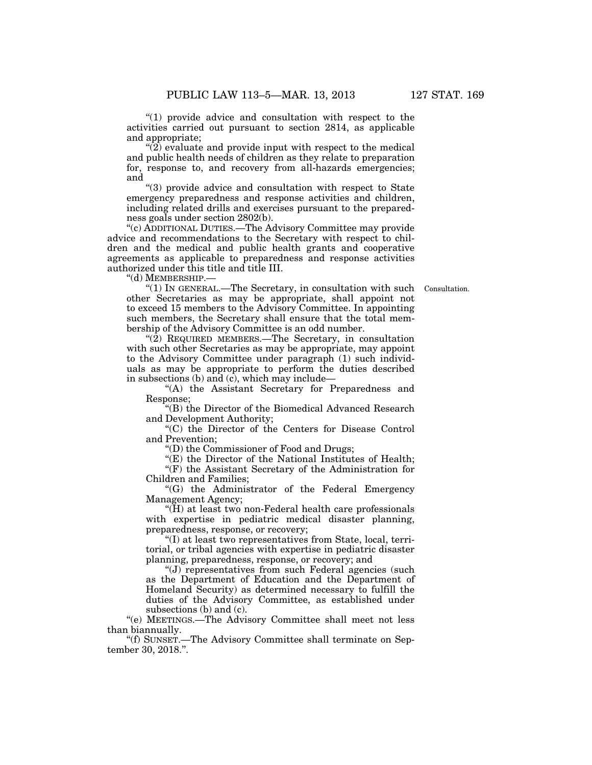"(1) provide advice and consultation with respect to the activities carried out pursuant to section 2814, as applicable and appropriate;

"(2) evaluate and provide input with respect to the medical and public health needs of children as they relate to preparation for, response to, and recovery from all-hazards emergencies; and

"(3) provide advice and consultation with respect to State emergency preparedness and response activities and children, including related drills and exercises pursuant to the preparedness goals under section 2802(b).

"(c) ADDITIONAL DUTIES.—The Advisory Committee may provide advice and recommendations to the Secretary with respect to children and the medical and public health grants and cooperative agreements as applicable to preparedness and response activities authorized under this title and title III.

"(d) MEMBERSHIP.—

"(1) IN GENERAL.—The Secretary, in consultation with such other Secretaries as may be appropriate, shall appoint not to exceed 15 members to the Advisory Committee. In appointing such members, the Secretary shall ensure that the total membership of the Advisory Committee is an odd number.

Consultation.

"(2) REQUIRED MEMBERS.—The Secretary, in consultation with such other Secretaries as may be appropriate, may appoint to the Advisory Committee under paragraph (1) such individuals as may be appropriate to perform the duties described in subsections (b) and (c), which may include—

"(A) the Assistant Secretary for Preparedness and Response;

"(B) the Director of the Biomedical Advanced Research and Development Authority;

"(C) the Director of the Centers for Disease Control and Prevention;

"(D) the Commissioner of Food and Drugs;

"(E) the Director of the National Institutes of Health;

"(F) the Assistant Secretary of the Administration for Children and Families;

"(G) the Administrator of the Federal Emergency Management Agency;

"(H) at least two non-Federal health care professionals with expertise in pediatric medical disaster planning, preparedness, response, or recovery;

"(I) at least two representatives from State, local, territorial, or tribal agencies with expertise in pediatric disaster planning, preparedness, response, or recovery; and

"(J) representatives from such Federal agencies (such as the Department of Education and the Department of Homeland Security) as determined necessary to fulfill the duties of the Advisory Committee, as established under subsections (b) and (c).

"(e) MEETINGS.—The Advisory Committee shall meet not less than biannually.

"(f) SUNSET.—The Advisory Committee shall terminate on September 30, 2018.".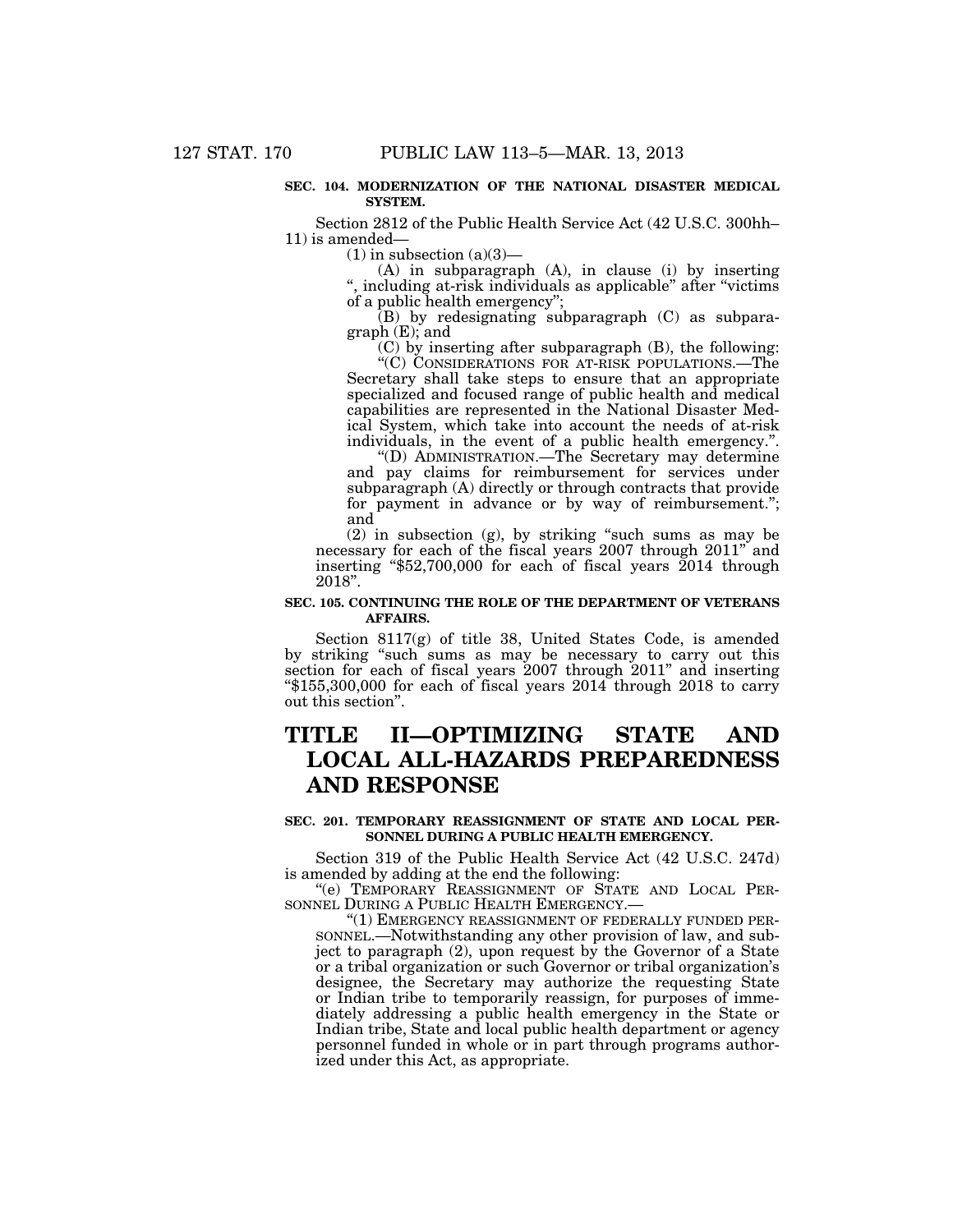**SEC. 104. MODERNIZATION OF THE NATIONAL DISASTER MEDICAL SYSTEM.**

Section 2812 of the Public Health Service Act (42 U.S.C. 300hh–11) is amended—

(1) in subsection (a)(3)—

(A) in subparagraph (A), in clause (i) by inserting ", including at-risk individuals as applicable" after "victims of a public health emergency";

(B) by redesignating subparagraph (C) as subparagraph (E); and

(C) by inserting after subparagraph (B), the following:

"(C) CONSIDERATIONS FOR AT-RISK POPULATIONS.—The Secretary shall take steps to ensure that an appropriate specialized and focused range of public health and medical capabilities are represented in the National Disaster Medical System, which take into account the needs of at-risk individuals, in the event of a public health emergency.".

"(D) ADMINISTRATION.—The Secretary may determine and pay claims for reimbursement for services under subparagraph (A) directly or through contracts that provide for payment in advance or by way of reimbursement."; and

(2) in subsection (g), by striking "such sums as may be necessary for each of the fiscal years 2007 through 2011" and inserting "$52,700,000 for each of fiscal years 2014 through 2018".

**SEC. 105. CONTINUING THE ROLE OF THE DEPARTMENT OF VETERANS AFFAIRS.**

Section 8117(g) of title 38, United States Code, is amended by striking "such sums as may be necessary to carry out this section for each of fiscal years 2007 through 2011" and inserting "$155,300,000 for each of fiscal years 2014 through 2018 to carry out this section".

# TITLE II—OPTIMIZING STATE AND LOCAL ALL-HAZARDS PREPAREDNESS AND RESPONSE

**SEC. 201. TEMPORARY REASSIGNMENT OF STATE AND LOCAL PERSONNEL DURING A PUBLIC HEALTH EMERGENCY.**

Section 319 of the Public Health Service Act (42 U.S.C. 247d) is amended by adding at the end the following:

"(e) TEMPORARY REASSIGNMENT OF STATE AND LOCAL PERSONNEL DURING A PUBLIC HEALTH EMERGENCY.—

"(1) EMERGENCY REASSIGNMENT OF FEDERALLY FUNDED PERSONNEL.—Notwithstanding any other provision of law, and subject to paragraph (2), upon request by the Governor of a State or a tribal organization or such Governor or tribal organization's designee, the Secretary may authorize the requesting State or Indian tribe to temporarily reassign, for purposes of immediately addressing a public health emergency in the State or Indian tribe, State and local public health department or agency personnel funded in whole or in part through programs authorized under this Act, as appropriate.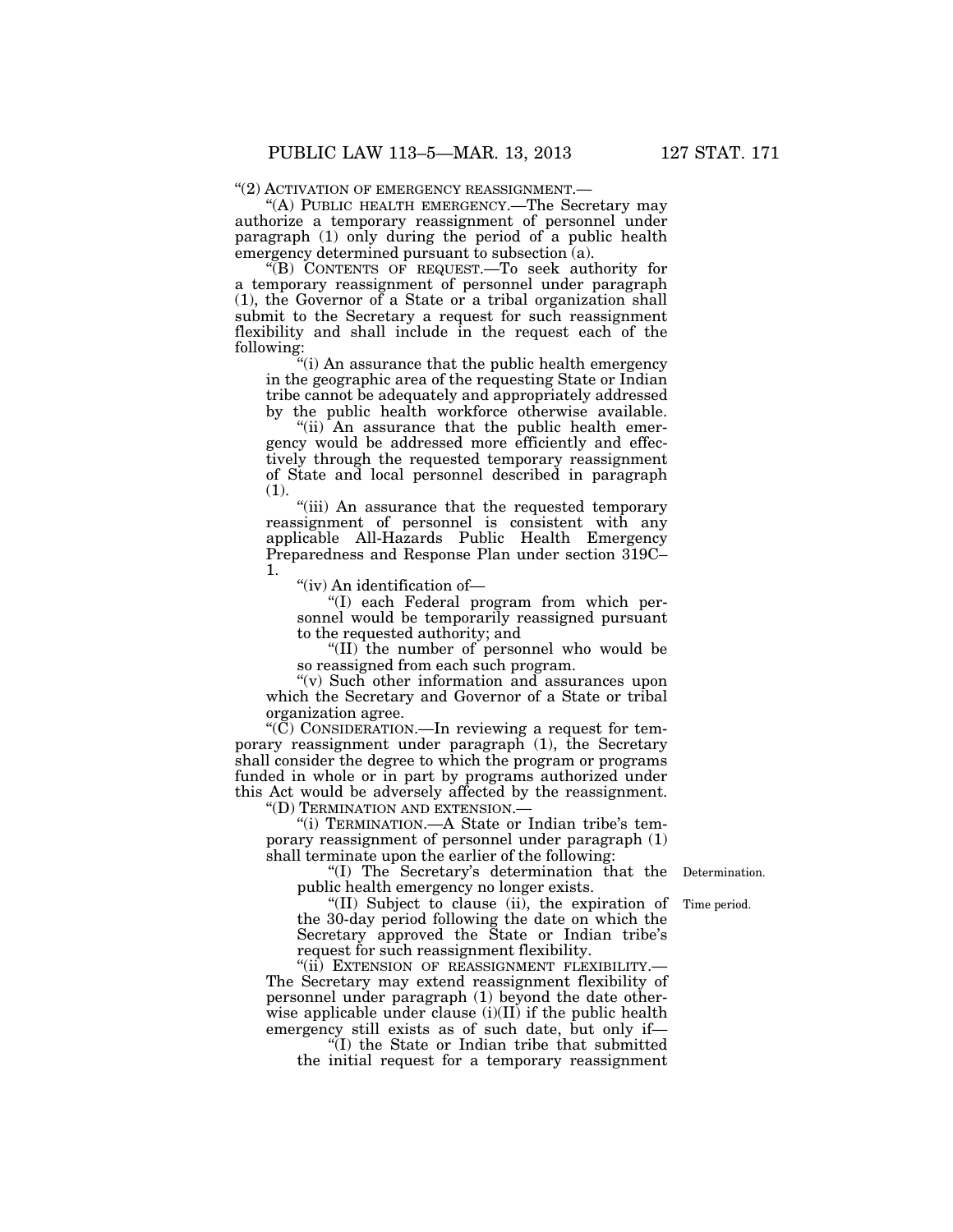"(2) ACTIVATION OF EMERGENCY REASSIGNMENT.—

"(A) PUBLIC HEALTH EMERGENCY.—The Secretary may authorize a temporary reassignment of personnel under paragraph (1) only during the period of a public health emergency determined pursuant to subsection (a).

"(B) CONTENTS OF REQUEST.—To seek authority for a temporary reassignment of personnel under paragraph (1), the Governor of a State or a tribal organization shall submit to the Secretary a request for such reassignment flexibility and shall include in the request each of the following:

"(i) An assurance that the public health emergency in the geographic area of the requesting State or Indian tribe cannot be adequately and appropriately addressed by the public health workforce otherwise available.

"(ii) An assurance that the public health emergency would be addressed more efficiently and effectively through the requested temporary reassignment of State and local personnel described in paragraph (1).

"(iii) An assurance that the requested temporary reassignment of personnel is consistent with any applicable All-Hazards Public Health Emergency Preparedness and Response Plan under section 319C–1.

"(iv) An identification of—

"(I) each Federal program from which personnel would be temporarily reassigned pursuant to the requested authority; and

"(II) the number of personnel who would be so reassigned from each such program.

"(v) Such other information and assurances upon which the Secretary and Governor of a State or tribal organization agree.

"(C) CONSIDERATION.—In reviewing a request for temporary reassignment under paragraph (1), the Secretary shall consider the degree to which the program or programs funded in whole or in part by programs authorized under this Act would be adversely affected by the reassignment.

"(D) TERMINATION AND EXTENSION.—

"(i) TERMINATION.—A State or Indian tribe's temporary reassignment of personnel under paragraph (1) shall terminate upon the earlier of the following:

"(I) The Secretary's determination that the public health emergency no longer exists.

Determination.

"(II) Subject to clause (ii), the expiration of the 30-day period following the date on which the Secretary approved the State or Indian tribe's request for such reassignment flexibility.

Time period.

"(ii) EXTENSION OF REASSIGNMENT FLEXIBILITY.— The Secretary may extend reassignment flexibility of personnel under paragraph (1) beyond the date otherwise applicable under clause (i)(II) if the public health emergency still exists as of such date, but only if—

"(I) the State or Indian tribe that submitted the initial request for a temporary reassignment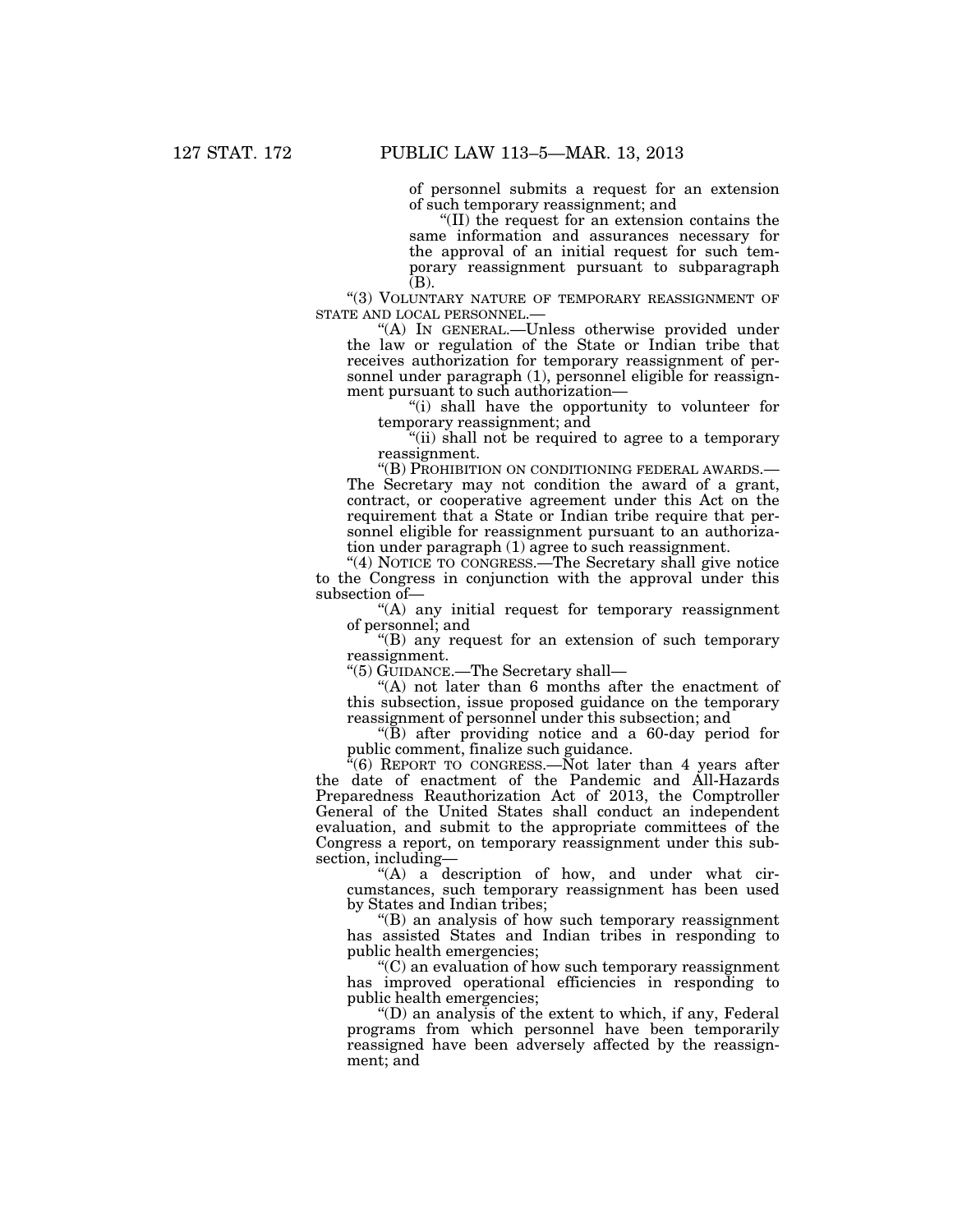of personnel submits a request for an extension of such temporary reassignment; and

"(II) the request for an extension contains the same information and assurances necessary for the approval of an initial request for such temporary reassignment pursuant to subparagraph (B).

"(3) VOLUNTARY NATURE OF TEMPORARY REASSIGNMENT OF STATE AND LOCAL PERSONNEL.—

"(A) IN GENERAL.—Unless otherwise provided under the law or regulation of the State or Indian tribe that receives authorization for temporary reassignment of personnel under paragraph (1), personnel eligible for reassignment pursuant to such authorization—

"(i) shall have the opportunity to volunteer for temporary reassignment; and

"(ii) shall not be required to agree to a temporary reassignment.

"(B) PROHIBITION ON CONDITIONING FEDERAL AWARDS.—The Secretary may not condition the award of a grant, contract, or cooperative agreement under this Act on the requirement that a State or Indian tribe require that personnel eligible for reassignment pursuant to an authorization under paragraph (1) agree to such reassignment.

"(4) NOTICE TO CONGRESS.—The Secretary shall give notice to the Congress in conjunction with the approval under this subsection of—

"(A) any initial request for temporary reassignment of personnel; and

"(B) any request for an extension of such temporary reassignment.

"(5) GUIDANCE.—The Secretary shall—

"(A) not later than 6 months after the enactment of this subsection, issue proposed guidance on the temporary reassignment of personnel under this subsection; and

"(B) after providing notice and a 60-day period for public comment, finalize such guidance.

"(6) REPORT TO CONGRESS.—Not later than 4 years after the date of enactment of the Pandemic and All-Hazards Preparedness Reauthorization Act of 2013, the Comptroller General of the United States shall conduct an independent evaluation, and submit to the appropriate committees of the Congress a report, on temporary reassignment under this subsection, including—

"(A) a description of how, and under what circumstances, such temporary reassignment has been used by States and Indian tribes;

"(B) an analysis of how such temporary reassignment has assisted States and Indian tribes in responding to public health emergencies;

"(C) an evaluation of how such temporary reassignment has improved operational efficiencies in responding to public health emergencies;

"(D) an analysis of the extent to which, if any, Federal programs from which personnel have been temporarily reassigned have been adversely affected by the reassignment; and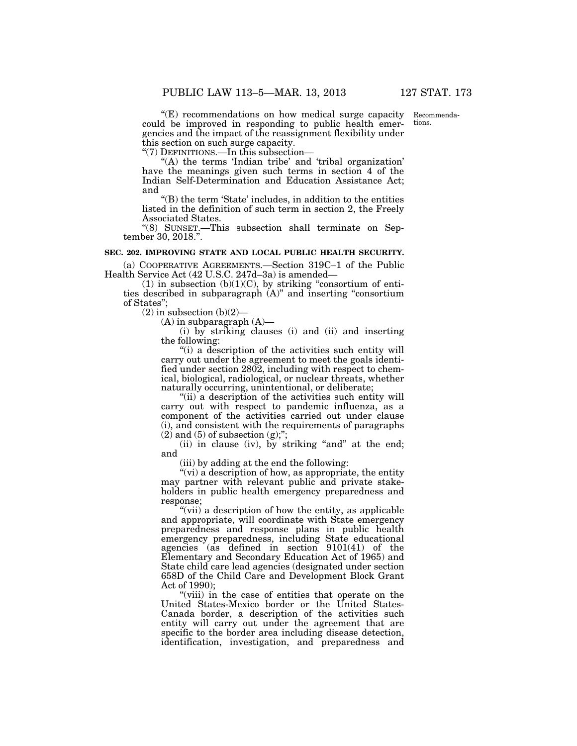"(E) recommendations on how medical surge capacity could be improved in responding to public health emergencies and the impact of the reassignment flexibility under this section on such surge capacity.

Recommendations.

"(7) DEFINITIONS.—In this subsection—

"(A) the terms 'Indian tribe' and 'tribal organization' have the meanings given such terms in section 4 of the Indian Self-Determination and Education Assistance Act; and

"(B) the term 'State' includes, in addition to the entities listed in the definition of such term in section 2, the Freely Associated States.

"(8) SUNSET.—This subsection shall terminate on September 30, 2018.".

**SEC. 202. IMPROVING STATE AND LOCAL PUBLIC HEALTH SECURITY.**

(a) COOPERATIVE AGREEMENTS.—Section 319C–1 of the Public Health Service Act (42 U.S.C. 247d–3a) is amended—

(1) in subsection (b)(1)(C), by striking "consortium of entities described in subparagraph (A)" and inserting "consortium of States";

(2) in subsection (b)(2)—

(A) in subparagraph (A)—

(i) by striking clauses (i) and (ii) and inserting the following:

"(i) a description of the activities such entity will carry out under the agreement to meet the goals identified under section 2802, including with respect to chemical, biological, radiological, or nuclear threats, whether naturally occurring, unintentional, or deliberate;

"(ii) a description of the activities such entity will carry out with respect to pandemic influenza, as a component of the activities carried out under clause (i), and consistent with the requirements of paragraphs (2) and (5) of subsection (g);";

(ii) in clause (iv), by striking "and" at the end; and

(iii) by adding at the end the following:

"(vi) a description of how, as appropriate, the entity may partner with relevant public and private stakeholders in public health emergency preparedness and response;

"(vii) a description of how the entity, as applicable and appropriate, will coordinate with State emergency preparedness and response plans in public health emergency preparedness, including State educational agencies (as defined in section 9101(41) of the Elementary and Secondary Education Act of 1965) and State child care lead agencies (designated under section 658D of the Child Care and Development Block Grant Act of 1990);

"(viii) in the case of entities that operate on the United States-Mexico border or the United States-Canada border, a description of the activities such entity will carry out under the agreement that are specific to the border area including disease detection, identification, investigation, and preparedness and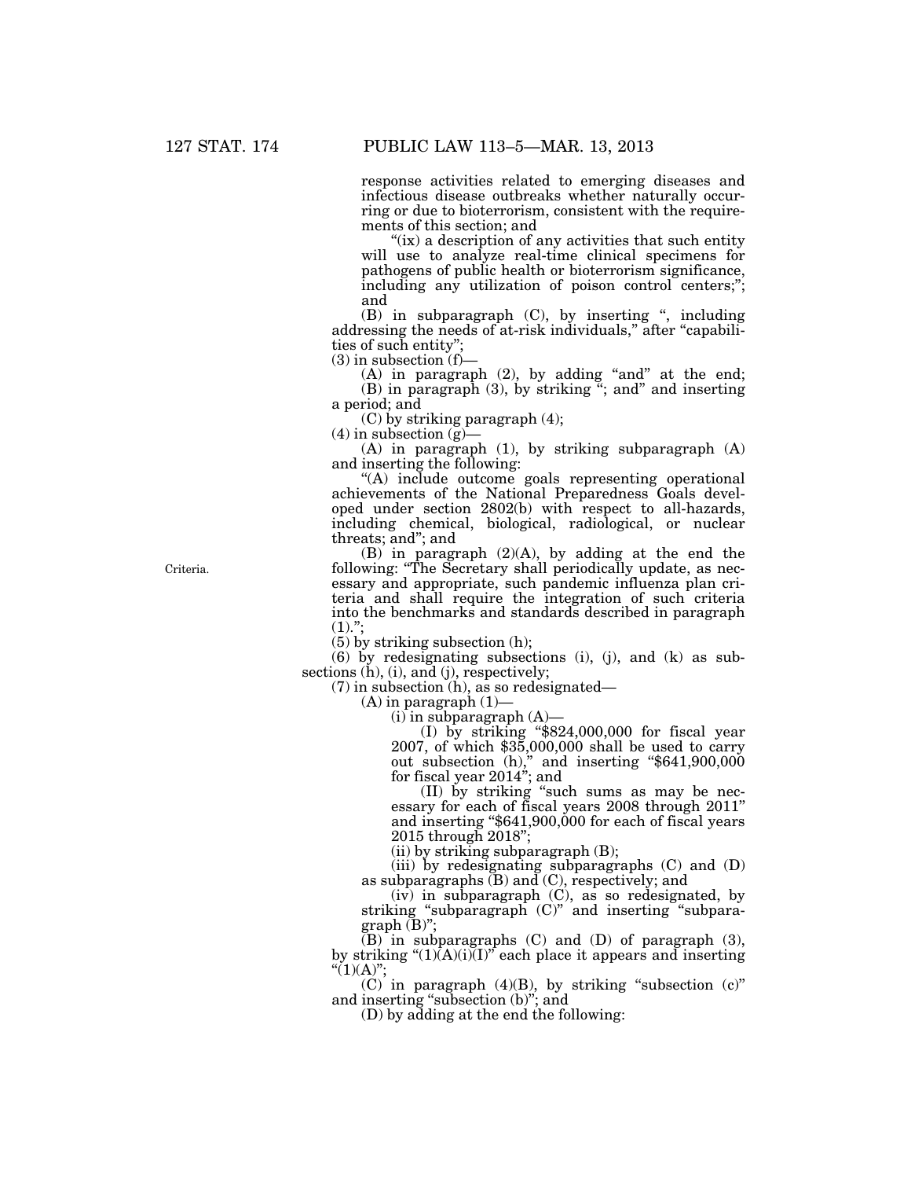response activities related to emerging diseases and infectious disease outbreaks whether naturally occurring or due to bioterrorism, consistent with the requirements of this section; and

"(ix) a description of any activities that such entity will use to analyze real-time clinical specimens for pathogens of public health or bioterrorism significance, including any utilization of poison control centers;"; and

(B) in subparagraph (C), by inserting ", including addressing the needs of at-risk individuals," after "capabilities of such entity";

(3) in subsection (f)—

(A) in paragraph (2), by adding "and" at the end;

(B) in paragraph (3), by striking "; and" and inserting a period; and

(C) by striking paragraph (4);

(4) in subsection (g)—

(A) in paragraph (1), by striking subparagraph (A) and inserting the following:

"(A) include outcome goals representing operational achievements of the National Preparedness Goals developed under section 2802(b) with respect to all-hazards, including chemical, biological, radiological, or nuclear threats; and"; and

Criteria.

(B) in paragraph (2)(A), by adding at the end the following: "The Secretary shall periodically update, as necessary and appropriate, such pandemic influenza plan criteria and shall require the integration of such criteria into the benchmarks and standards described in paragraph (1).";

(5) by striking subsection (h);

(6) by redesignating subsections (i), (j), and (k) as subsections (h), (i), and (j), respectively;

(7) in subsection (h), as so redesignated—

(A) in paragraph (1)—

(i) in subparagraph (A)—

(I) by striking "$824,000,000 for fiscal year 2007, of which $35,000,000 shall be used to carry out subsection (h)," and inserting "$641,900,000 for fiscal year 2014"; and

(II) by striking "such sums as may be necessary for each of fiscal years 2008 through 2011" and inserting "$641,900,000 for each of fiscal years 2015 through 2018";

(ii) by striking subparagraph (B);

(iii) by redesignating subparagraphs (C) and (D) as subparagraphs (B) and (C), respectively; and

(iv) in subparagraph (C), as so redesignated, by striking "subparagraph (C)" and inserting "subparagraph (B)";

(B) in subparagraphs (C) and (D) of paragraph (3), by striking "(1)(A)(i)(I)" each place it appears and inserting "(1)(A)";

(C) in paragraph (4)(B), by striking "subsection (c)" and inserting "subsection (b)"; and

(D) by adding at the end the following: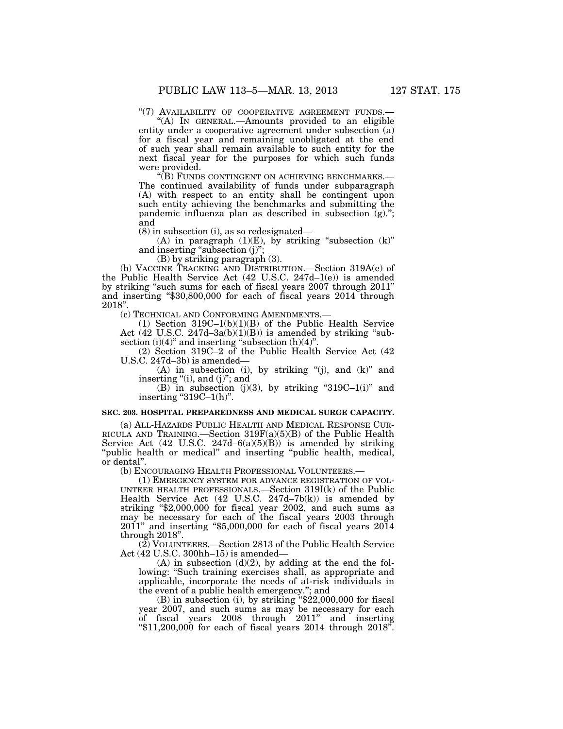"(7) AVAILABILITY OF COOPERATIVE AGREEMENT FUNDS.—

"(A) IN GENERAL.—Amounts provided to an eligible entity under a cooperative agreement under subsection (a) for a fiscal year and remaining unobligated at the end of such year shall remain available to such entity for the next fiscal year for the purposes for which such funds were provided.

"(B) FUNDS CONTINGENT ON ACHIEVING BENCHMARKS.— The continued availability of funds under subparagraph (A) with respect to an entity shall be contingent upon such entity achieving the benchmarks and submitting the pandemic influenza plan as described in subsection (g)."; and

(8) in subsection (i), as so redesignated—

(A) in paragraph (1)(E), by striking "subsection (k)" and inserting "subsection (j)";

(B) by striking paragraph (3).

(b) VACCINE TRACKING AND DISTRIBUTION.—Section 319A(e) of the Public Health Service Act (42 U.S.C. 247d–1(e)) is amended by striking "such sums for each of fiscal years 2007 through 2011" and inserting "$30,800,000 for each of fiscal years 2014 through 2018".

(c) TECHNICAL AND CONFORMING AMENDMENTS.—

(1) Section 319C–1(b)(1)(B) of the Public Health Service Act (42 U.S.C. 247d–3a(b)(1)(B)) is amended by striking "subsection (i)(4)" and inserting "subsection (h)(4)".

(2) Section 319C–2 of the Public Health Service Act (42 U.S.C. 247d–3b) is amended—

(A) in subsection (i), by striking "(j), and (k)" and inserting "(i), and (j)"; and

(B) in subsection (j)(3), by striking "319C–1(i)" and inserting "319C–1(h)".

**SEC. 203. HOSPITAL PREPAREDNESS AND MEDICAL SURGE CAPACITY.**

(a) ALL-HAZARDS PUBLIC HEALTH AND MEDICAL RESPONSE CURRICULA AND TRAINING.—Section 319F(a)(5)(B) of the Public Health Service Act (42 U.S.C. 247d–6(a)(5)(B)) is amended by striking "public health or medical" and inserting "public health, medical, or dental".

(b) ENCOURAGING HEALTH PROFESSIONAL VOLUNTEERS.—

(1) EMERGENCY SYSTEM FOR ADVANCE REGISTRATION OF VOLUNTEER HEALTH PROFESSIONALS.—Section 319I(k) of the Public Health Service Act (42 U.S.C. 247d–7b(k)) is amended by striking "$2,000,000 for fiscal year 2002, and such sums as may be necessary for each of the fiscal years 2003 through 2011" and inserting "$5,000,000 for each of fiscal years 2014 through 2018".

(2) VOLUNTEERS.—Section 2813 of the Public Health Service Act (42 U.S.C. 300hh–15) is amended—

(A) in subsection (d)(2), by adding at the end the following: "Such training exercises shall, as appropriate and applicable, incorporate the needs of at-risk individuals in the event of a public health emergency."; and

(B) in subsection (i), by striking "$22,000,000 for fiscal year 2007, and such sums as may be necessary for each of fiscal years 2008 through 2011" and inserting "$11,200,000 for each of fiscal years 2014 through 2018".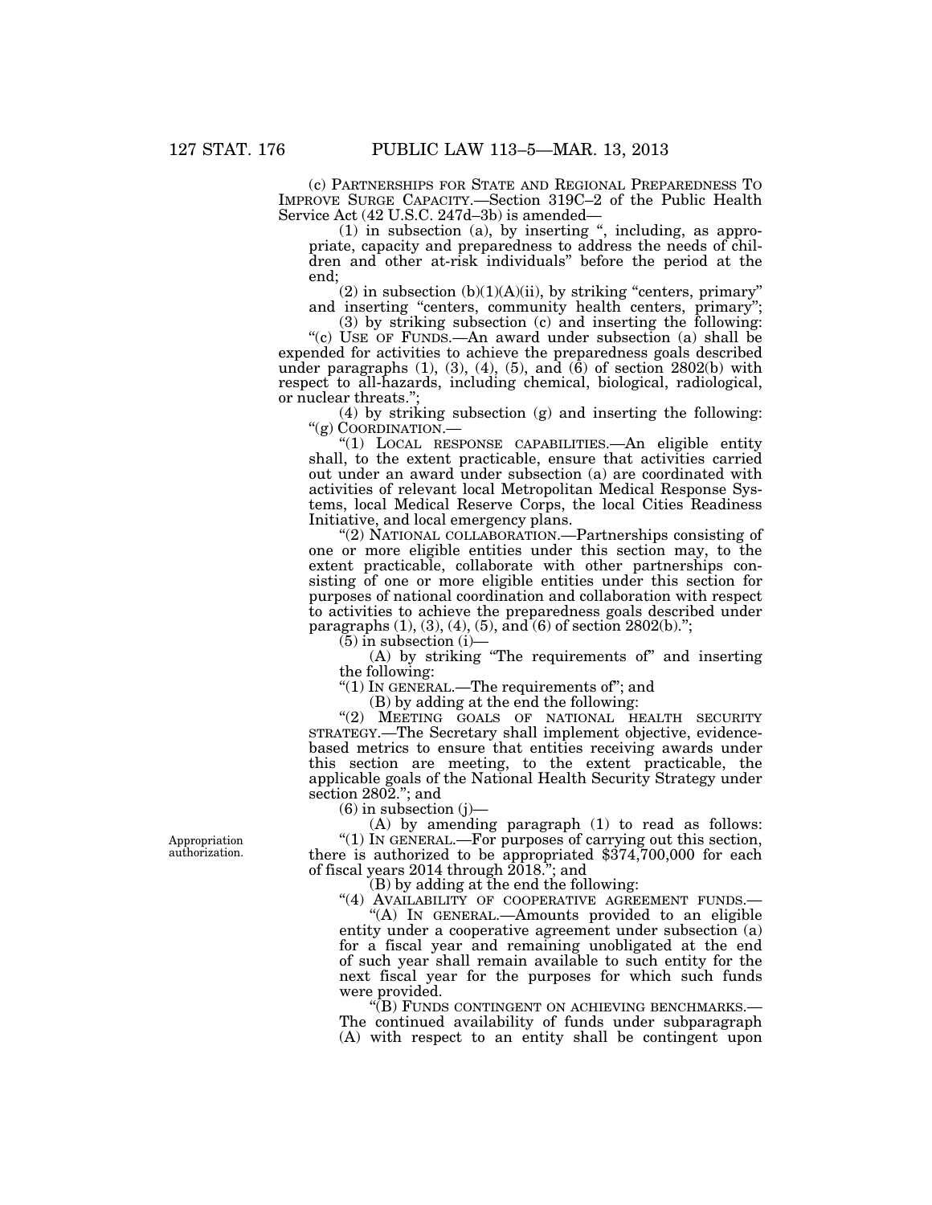(c) PARTNERSHIPS FOR STATE AND REGIONAL PREPAREDNESS TO IMPROVE SURGE CAPACITY.—Section 319C–2 of the Public Health Service Act (42 U.S.C. 247d–3b) is amended—

(1) in subsection (a), by inserting ", including, as appropriate, capacity and preparedness to address the needs of children and other at-risk individuals" before the period at the end;

(2) in subsection (b)(1)(A)(ii), by striking "centers, primary" and inserting "centers, community health centers, primary";

(3) by striking subsection (c) and inserting the following:

"(c) USE OF FUNDS.—An award under subsection (a) shall be expended for activities to achieve the preparedness goals described under paragraphs (1), (3), (4), (5), and (6) of section 2802(b) with respect to all-hazards, including chemical, biological, radiological, or nuclear threats.";

(4) by striking subsection (g) and inserting the following:

"(g) COORDINATION.—

"(1) LOCAL RESPONSE CAPABILITIES.—An eligible entity shall, to the extent practicable, ensure that activities carried out under an award under subsection (a) are coordinated with activities of relevant local Metropolitan Medical Response Systems, local Medical Reserve Corps, the local Cities Readiness Initiative, and local emergency plans.

"(2) NATIONAL COLLABORATION.—Partnerships consisting of one or more eligible entities under this section may, to the extent practicable, collaborate with other partnerships consisting of one or more eligible entities under this section for purposes of national coordination and collaboration with respect to activities to achieve the preparedness goals described under paragraphs (1), (3), (4), (5), and (6) of section 2802(b).";

(5) in subsection (i)—

(A) by striking "The requirements of" and inserting the following:

"(1) IN GENERAL.—The requirements of"; and

(B) by adding at the end the following:

"(2) MEETING GOALS OF NATIONAL HEALTH SECURITY STRATEGY.—The Secretary shall implement objective, evidence-based metrics to ensure that entities receiving awards under this section are meeting, to the extent practicable, the applicable goals of the National Health Security Strategy under section 2802."; and

(6) in subsection (j)—

(A) by amending paragraph (1) to read as follows:

Appropriation authorization.

"(1) IN GENERAL.—For purposes of carrying out this section, there is authorized to be appropriated $374,700,000 for each of fiscal years 2014 through 2018."; and

(B) by adding at the end the following:

"(4) AVAILABILITY OF COOPERATIVE AGREEMENT FUNDS.—

"(A) IN GENERAL.—Amounts provided to an eligible entity under a cooperative agreement under subsection (a) for a fiscal year and remaining unobligated at the end of such year shall remain available to such entity for the next fiscal year for the purposes for which such funds were provided.

"(B) FUNDS CONTINGENT ON ACHIEVING BENCHMARKS.—The continued availability of funds under subparagraph (A) with respect to an entity shall be contingent upon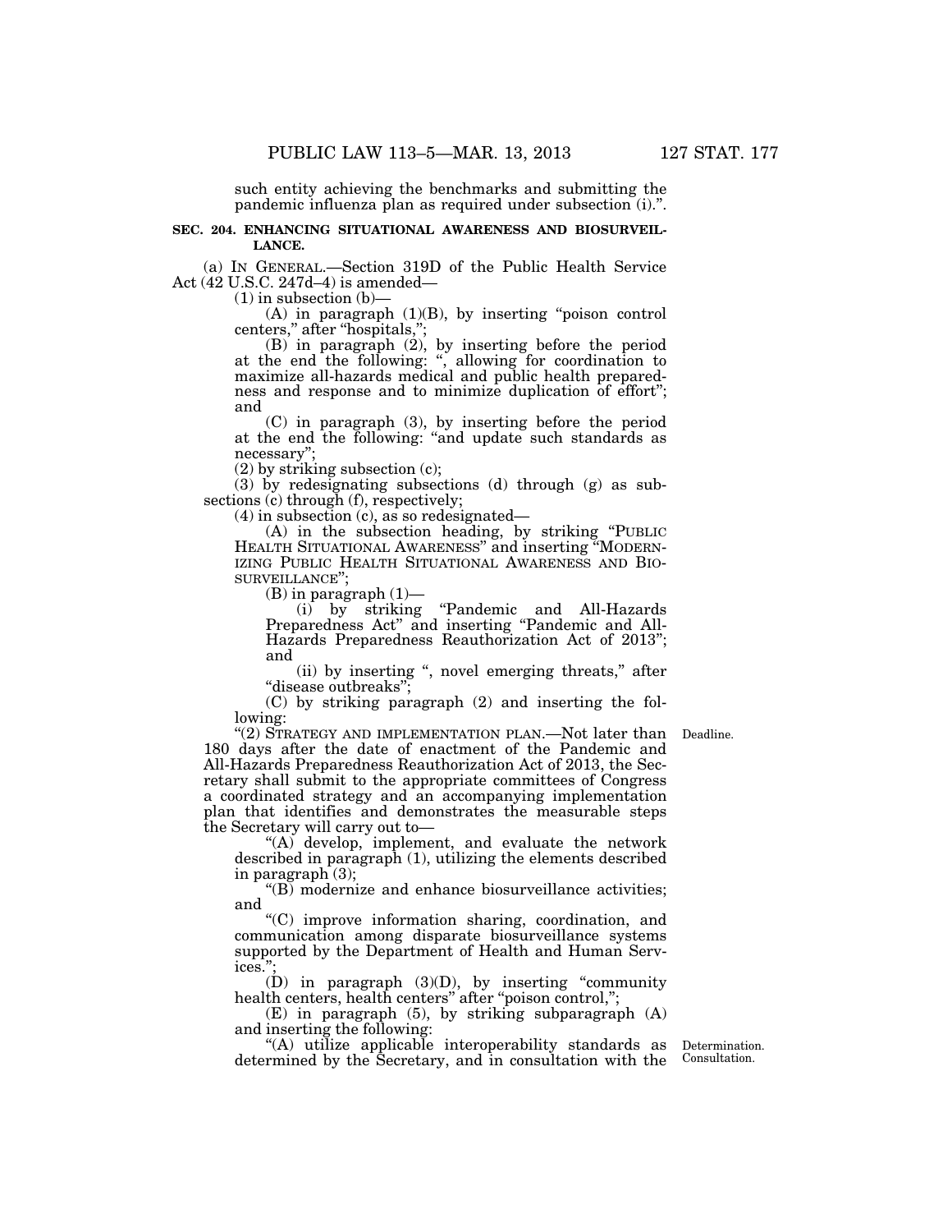such entity achieving the benchmarks and submitting the pandemic influenza plan as required under subsection (i).".

**SEC. 204. ENHANCING SITUATIONAL AWARENESS AND BIOSURVEILLANCE.**

(a) IN GENERAL.—Section 319D of the Public Health Service Act (42 U.S.C. 247d–4) is amended—

(1) in subsection (b)—

(A) in paragraph (1)(B), by inserting "poison control centers," after "hospitals,";

(B) in paragraph (2), by inserting before the period at the end the following: ", allowing for coordination to maximize all-hazards medical and public health preparedness and response and to minimize duplication of effort"; and

(C) in paragraph (3), by inserting before the period at the end the following: "and update such standards as necessary";

(2) by striking subsection (c);

(3) by redesignating subsections (d) through (g) as subsections (c) through (f), respectively;

(4) in subsection (c), as so redesignated—

(A) in the subsection heading, by striking "PUBLIC HEALTH SITUATIONAL AWARENESS" and inserting "MODERNIZING PUBLIC HEALTH SITUATIONAL AWARENESS AND BIOSURVEILLANCE";

(B) in paragraph (1)—

(i) by striking "Pandemic and All-Hazards Preparedness Act" and inserting "Pandemic and All-Hazards Preparedness Reauthorization Act of 2013"; and

(ii) by inserting ", novel emerging threats," after "disease outbreaks";

(C) by striking paragraph (2) and inserting the following:

"(2) STRATEGY AND IMPLEMENTATION PLAN.—Not later than 180 days after the date of enactment of the Pandemic and All-Hazards Preparedness Reauthorization Act of 2013, the Secretary shall submit to the appropriate committees of Congress a coordinated strategy and an accompanying implementation plan that identifies and demonstrates the measurable steps the Secretary will carry out to—

Deadline.

"(A) develop, implement, and evaluate the network described in paragraph (1), utilizing the elements described in paragraph (3);

"(B) modernize and enhance biosurveillance activities; and

"(C) improve information sharing, coordination, and communication among disparate biosurveillance systems supported by the Department of Health and Human Services.";

(D) in paragraph (3)(D), by inserting "community health centers, health centers" after "poison control,";

(E) in paragraph (5), by striking subparagraph (A) and inserting the following:

"(A) utilize applicable interoperability standards as determined by the Secretary, and in consultation with the

Determination. Consultation.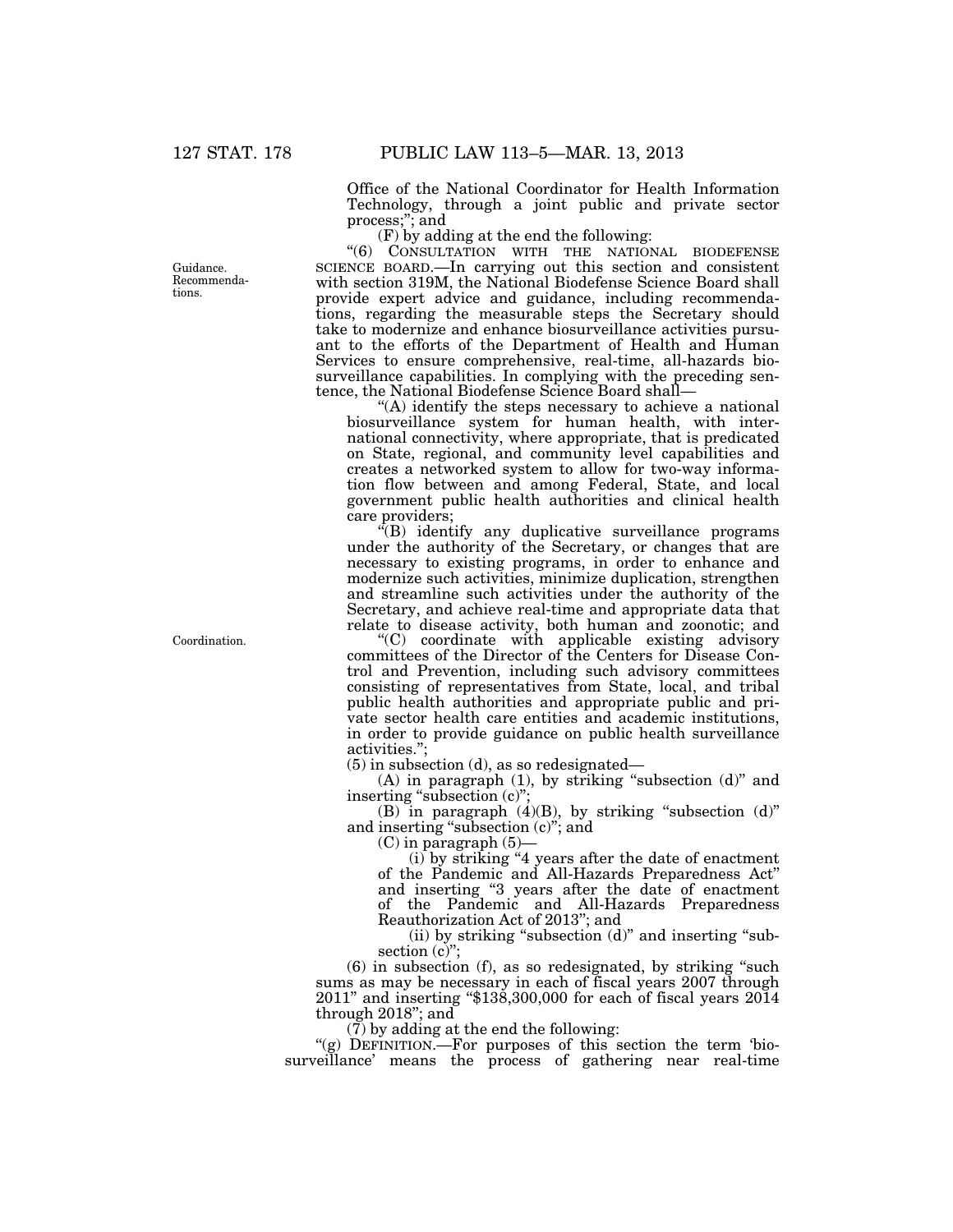Office of the National Coordinator for Health Information Technology, through a joint public and private sector process;"; and

(F) by adding at the end the following:

"(6) CONSULTATION WITH THE NATIONAL BIODEFENSE SCIENCE BOARD.—In carrying out this section and consistent with section 319M, the National Biodefense Science Board shall provide expert advice and guidance, including recommendations, regarding the measurable steps the Secretary should take to modernize and enhance biosurveillance activities pursuant to the efforts of the Department of Health and Human Services to ensure comprehensive, real-time, all-hazards biosurveillance capabilities. In complying with the preceding sentence, the National Biodefense Science Board shall—

"(A) identify the steps necessary to achieve a national biosurveillance system for human health, with international connectivity, where appropriate, that is predicated on State, regional, and community level capabilities and creates a networked system to allow for two-way information flow between and among Federal, State, and local government public health authorities and clinical health care providers;

"(B) identify any duplicative surveillance programs under the authority of the Secretary, or changes that are necessary to existing programs, in order to enhance and modernize such activities, minimize duplication, strengthen and streamline such activities under the authority of the Secretary, and achieve real-time and appropriate data that relate to disease activity, both human and zoonotic; and

"(C) coordinate with applicable existing advisory committees of the Director of the Centers for Disease Control and Prevention, including such advisory committees consisting of representatives from State, local, and tribal public health authorities and appropriate public and private sector health care entities and academic institutions, in order to provide guidance on public health surveillance activities.";

(5) in subsection (d), as so redesignated—

(A) in paragraph (1), by striking "subsection (d)" and inserting "subsection (c)";

(B) in paragraph (4)(B), by striking "subsection (d)" and inserting "subsection (c)"; and

(C) in paragraph (5)—

(i) by striking "4 years after the date of enactment of the Pandemic and All-Hazards Preparedness Act" and inserting "3 years after the date of enactment of the Pandemic and All-Hazards Preparedness Reauthorization Act of 2013"; and

(ii) by striking "subsection (d)" and inserting "subsection (c)";

(6) in subsection (f), as so redesignated, by striking "such sums as may be necessary in each of fiscal years 2007 through 2011" and inserting "$138,300,000 for each of fiscal years 2014 through 2018"; and

(7) by adding at the end the following:

"(g) DEFINITION.—For purposes of this section the term 'biosurveillance' means the process of gathering near real-time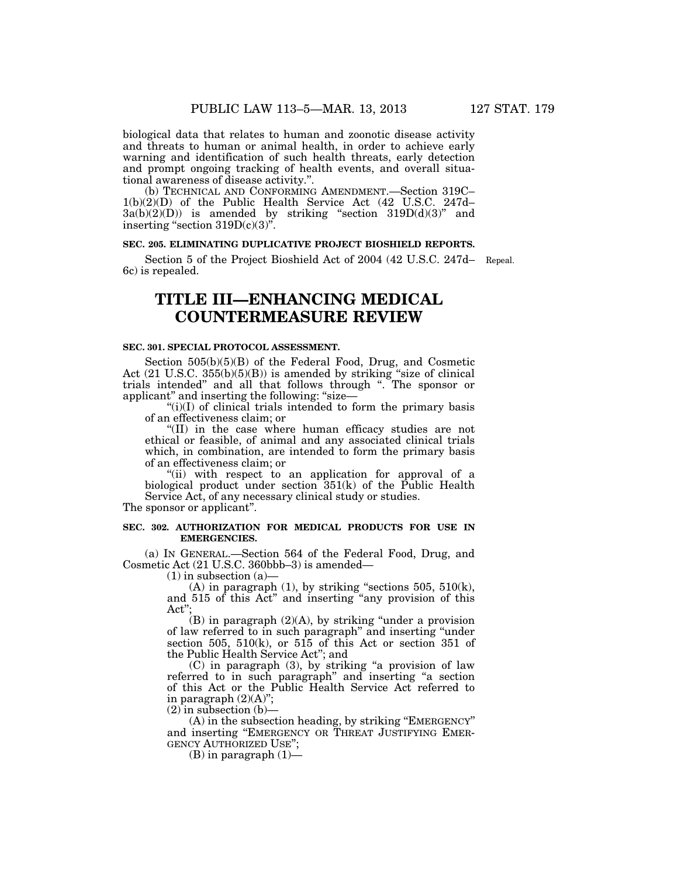biological data that relates to human and zoonotic disease activity and threats to human or animal health, in order to achieve early warning and identification of such health threats, early detection and prompt ongoing tracking of health events, and overall situational awareness of disease activity.".

(b) TECHNICAL AND CONFORMING AMENDMENT.—Section 319C–1(b)(2)(D) of the Public Health Service Act (42 U.S.C. 247d–3a(b)(2)(D)) is amended by striking "section 319D(d)(3)" and inserting "section 319D(c)(3)".

**SEC. 205. ELIMINATING DUPLICATIVE PROJECT BIOSHIELD REPORTS.**

Section 5 of the Project Bioshield Act of 2004 (42 U.S.C. 247d–6c) is repealed.

Repeal.

# TITLE III—ENHANCING MEDICAL COUNTERMEASURE REVIEW

**SEC. 301. SPECIAL PROTOCOL ASSESSMENT.**

Section 505(b)(5)(B) of the Federal Food, Drug, and Cosmetic Act (21 U.S.C. 355(b)(5)(B)) is amended by striking "size of clinical trials intended" and all that follows through ". The sponsor or applicant" and inserting the following: "size—

"(i)(I) of clinical trials intended to form the primary basis of an effectiveness claim; or

"(II) in the case where human efficacy studies are not ethical or feasible, of animal and any associated clinical trials which, in combination, are intended to form the primary basis of an effectiveness claim; or

"(ii) with respect to an application for approval of a biological product under section 351(k) of the Public Health Service Act, of any necessary clinical study or studies.

The sponsor or applicant".

**SEC. 302. AUTHORIZATION FOR MEDICAL PRODUCTS FOR USE IN EMERGENCIES.**

(a) IN GENERAL.—Section 564 of the Federal Food, Drug, and Cosmetic Act (21 U.S.C. 360bbb–3) is amended—

(1) in subsection (a)—

(A) in paragraph (1), by striking "sections 505, 510(k), and 515 of this Act" and inserting "any provision of this Act";

(B) in paragraph (2)(A), by striking "under a provision of law referred to in such paragraph" and inserting "under section 505, 510(k), or 515 of this Act or section 351 of the Public Health Service Act"; and

(C) in paragraph (3), by striking "a provision of law referred to in such paragraph" and inserting "a section of this Act or the Public Health Service Act referred to in paragraph (2)(A)";

(2) in subsection (b)—

(A) in the subsection heading, by striking "EMERGENCY" and inserting "EMERGENCY OR THREAT JUSTIFYING EMERGENCY AUTHORIZED USE";

(B) in paragraph (1)—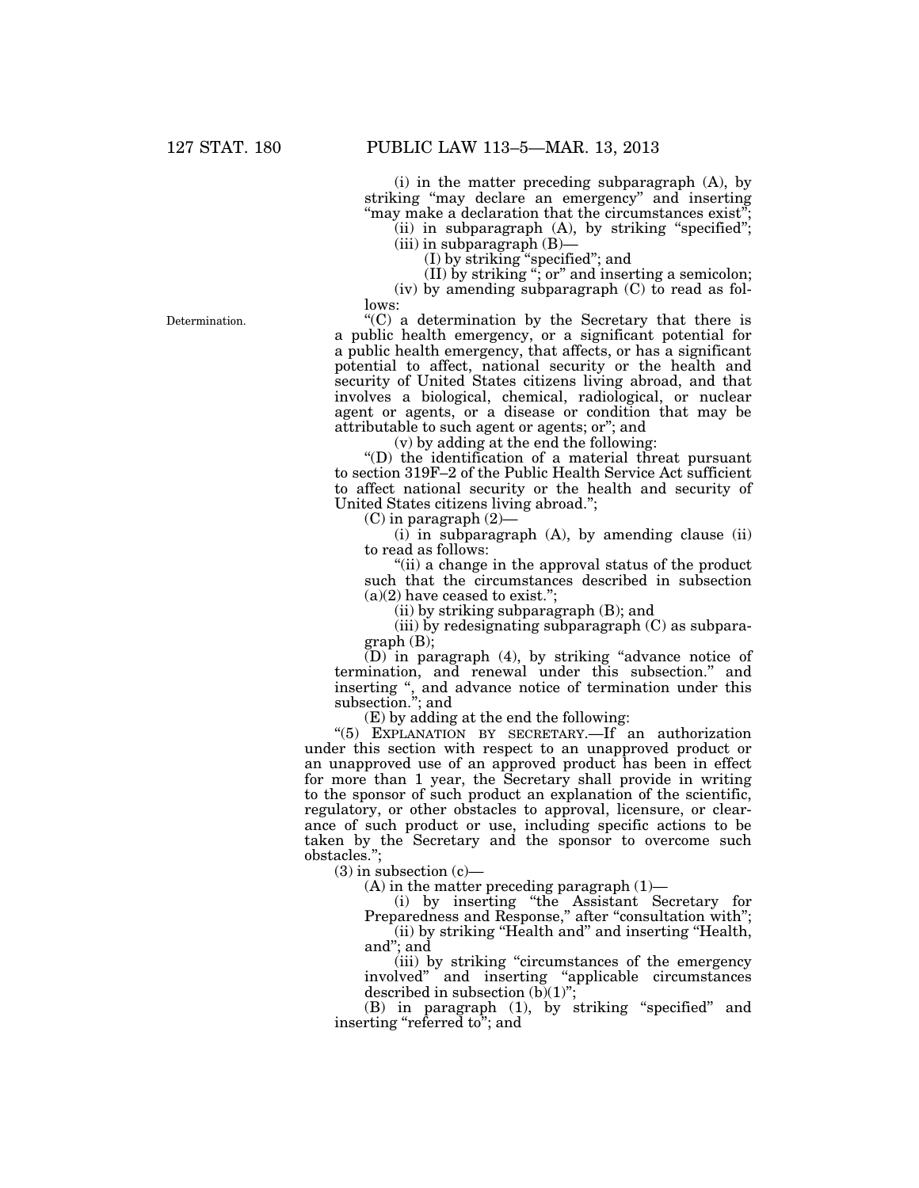(i) in the matter preceding subparagraph (A), by striking "may declare an emergency" and inserting "may make a declaration that the circumstances exist";

(ii) in subparagraph (A), by striking "specified";

(iii) in subparagraph (B)—

(I) by striking "specified"; and

(II) by striking "; or" and inserting a semicolon;

(iv) by amending subparagraph (C) to read as follows:

Determination.

"(C) a determination by the Secretary that there is a public health emergency, or a significant potential for a public health emergency, that affects, or has a significant potential to affect, national security or the health and security of United States citizens living abroad, and that involves a biological, chemical, radiological, or nuclear agent or agents, or a disease or condition that may be attributable to such agent or agents; or"; and

(v) by adding at the end the following:

"(D) the identification of a material threat pursuant to section 319F–2 of the Public Health Service Act sufficient to affect national security or the health and security of United States citizens living abroad.";

(C) in paragraph (2)—

(i) in subparagraph (A), by amending clause (ii) to read as follows:

"(ii) a change in the approval status of the product such that the circumstances described in subsection (a)(2) have ceased to exist.";

(ii) by striking subparagraph (B); and

(iii) by redesignating subparagraph (C) as subparagraph (B);

(D) in paragraph (4), by striking "advance notice of termination, and renewal under this subsection." and inserting ", and advance notice of termination under this subsection."; and

(E) by adding at the end the following:

"(5) EXPLANATION BY SECRETARY.—If an authorization under this section with respect to an unapproved product or an unapproved use of an approved product has been in effect for more than 1 year, the Secretary shall provide in writing to the sponsor of such product an explanation of the scientific, regulatory, or other obstacles to approval, licensure, or clearance of such product or use, including specific actions to be taken by the Secretary and the sponsor to overcome such obstacles.";

(3) in subsection (c)—

(A) in the matter preceding paragraph (1)—

(i) by inserting "the Assistant Secretary for Preparedness and Response," after "consultation with";

(ii) by striking "Health and" and inserting "Health, and"; and

(iii) by striking "circumstances of the emergency involved" and inserting "applicable circumstances described in subsection (b)(1)";

(B) in paragraph (1), by striking "specified" and inserting "referred to"; and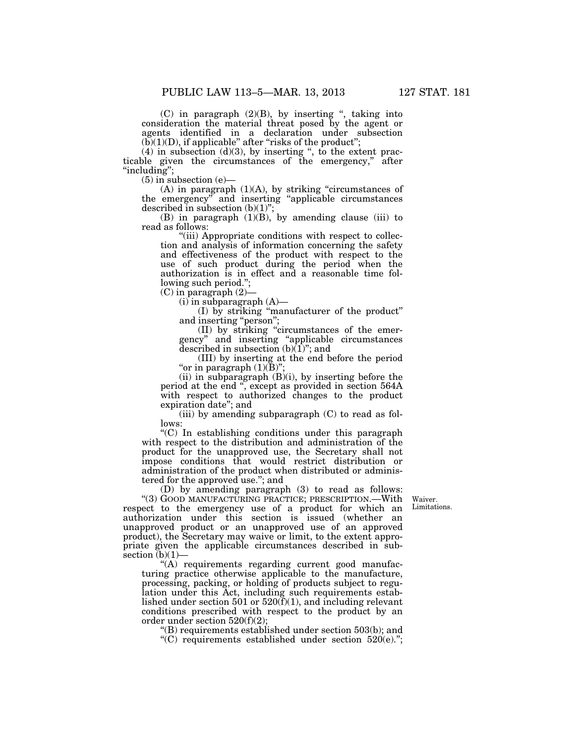(C) in paragraph (2)(B), by inserting ", taking into consideration the material threat posed by the agent or agents identified in a declaration under subsection (b)(1)(D), if applicable" after "risks of the product";

(4) in subsection (d)(3), by inserting ", to the extent practicable given the circumstances of the emergency," after "including";

(5) in subsection (e)—

(A) in paragraph (1)(A), by striking "circumstances of the emergency" and inserting "applicable circumstances described in subsection (b)(1)";

(B) in paragraph (1)(B), by amending clause (iii) to read as follows:

"(iii) Appropriate conditions with respect to collection and analysis of information concerning the safety and effectiveness of the product with respect to the use of such product during the period when the authorization is in effect and a reasonable time following such period.";

(C) in paragraph (2)—

(i) in subparagraph (A)—

(I) by striking "manufacturer of the product" and inserting "person";

(II) by striking "circumstances of the emergency" and inserting "applicable circumstances described in subsection (b)(1)"; and

(III) by inserting at the end before the period "or in paragraph (1)(B)";

(ii) in subparagraph (B)(i), by inserting before the period at the end ", except as provided in section 564A with respect to authorized changes to the product expiration date"; and

(iii) by amending subparagraph (C) to read as follows:

"(C) In establishing conditions under this paragraph with respect to the distribution and administration of the product for the unapproved use, the Secretary shall not impose conditions that would restrict distribution or administration of the product when distributed or administered for the approved use."; and

(D) by amending paragraph (3) to read as follows:

Waiver.
Limitations.

"(3) GOOD MANUFACTURING PRACTICE; PRESCRIPTION.—With respect to the emergency use of a product for which an authorization under this section is issued (whether an unapproved product or an unapproved use of an approved product), the Secretary may waive or limit, to the extent appropriate given the applicable circumstances described in subsection (b)(1)—

"(A) requirements regarding current good manufacturing practice otherwise applicable to the manufacture, processing, packing, or holding of products subject to regulation under this Act, including such requirements established under section 501 or 520(f)(1), and including relevant conditions prescribed with respect to the product by an order under section 520(f)(2);

"(B) requirements established under section 503(b); and

"(C) requirements established under section 520(e).";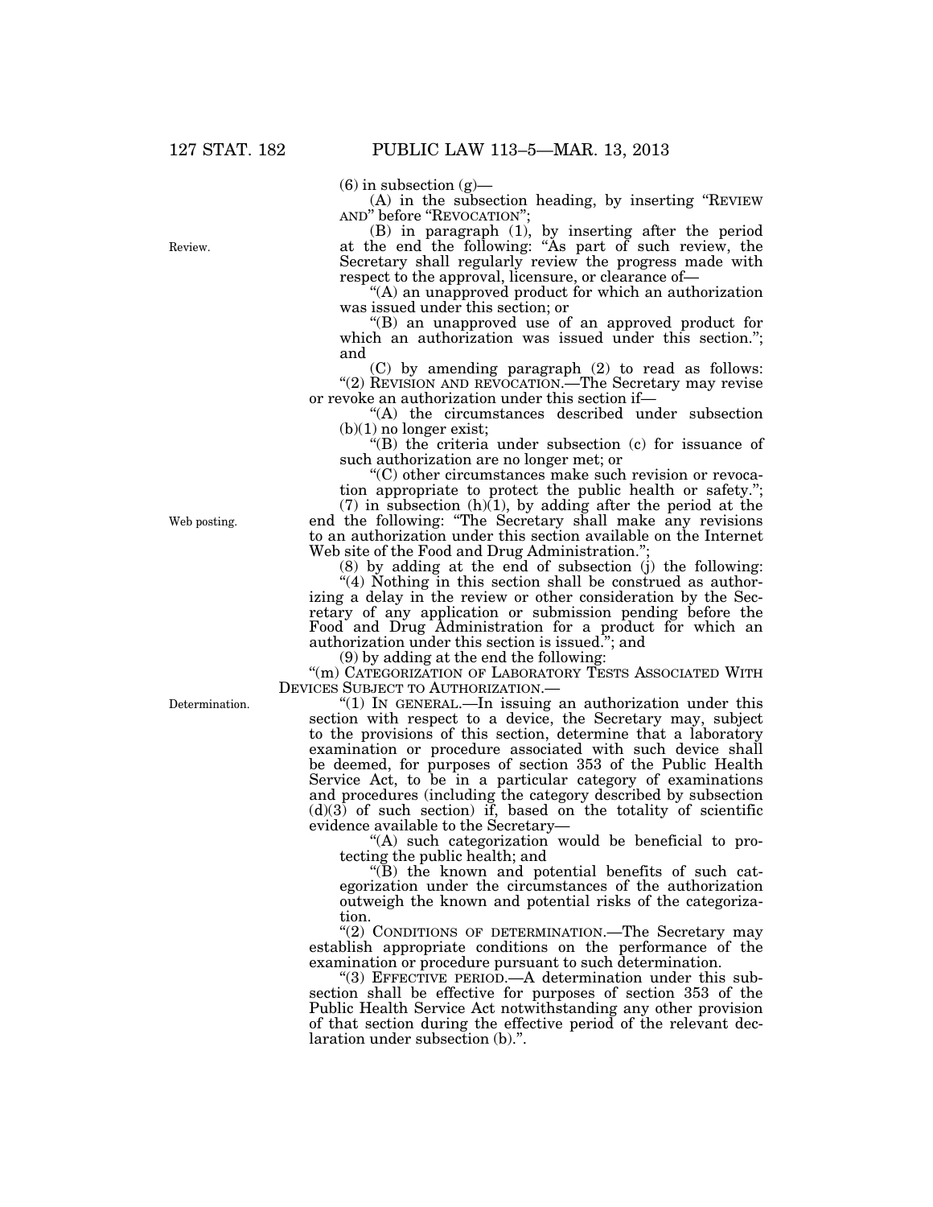(6) in subsection (g)—

(A) in the subsection heading, by inserting "REVIEW AND" before "REVOCATION";

(B) in paragraph (1), by inserting after the period at the end the following: "As part of such review, the Secretary shall regularly review the progress made with respect to the approval, licensure, or clearance of—

"(A) an unapproved product for which an authorization was issued under this section; or

"(B) an unapproved use of an approved product for which an authorization was issued under this section."; and

(C) by amending paragraph (2) to read as follows:

"(2) REVISION AND REVOCATION.—The Secretary may revise or revoke an authorization under this section if—

"(A) the circumstances described under subsection (b)(1) no longer exist;

"(B) the criteria under subsection (c) for issuance of such authorization are no longer met; or

"(C) other circumstances make such revision or revocation appropriate to protect the public health or safety.";

(7) in subsection (h)(1), by adding after the period at the end the following: "The Secretary shall make any revisions to an authorization under this section available on the Internet Web site of the Food and Drug Administration.";

(8) by adding at the end of subsection (j) the following:

"(4) Nothing in this section shall be construed as authorizing a delay in the review or other consideration by the Secretary of any application or submission pending before the Food and Drug Administration for a product for which an authorization under this section is issued."; and

(9) by adding at the end the following:

"(m) CATEGORIZATION OF LABORATORY TESTS ASSOCIATED WITH DEVICES SUBJECT TO AUTHORIZATION.—

"(1) IN GENERAL.—In issuing an authorization under this section with respect to a device, the Secretary may, subject to the provisions of this section, determine that a laboratory examination or procedure associated with such device shall be deemed, for purposes of section 353 of the Public Health Service Act, to be in a particular category of examinations and procedures (including the category described by subsection (d)(3) of such section) if, based on the totality of scientific evidence available to the Secretary—

"(A) such categorization would be beneficial to protecting the public health; and

"(B) the known and potential benefits of such categorization under the circumstances of the authorization outweigh the known and potential risks of the categorization.

"(2) CONDITIONS OF DETERMINATION.—The Secretary may establish appropriate conditions on the performance of the examination or procedure pursuant to such determination.

"(3) EFFECTIVE PERIOD.—A determination under this subsection shall be effective for purposes of section 353 of the Public Health Service Act notwithstanding any other provision of that section during the effective period of the relevant declaration under subsection (b).".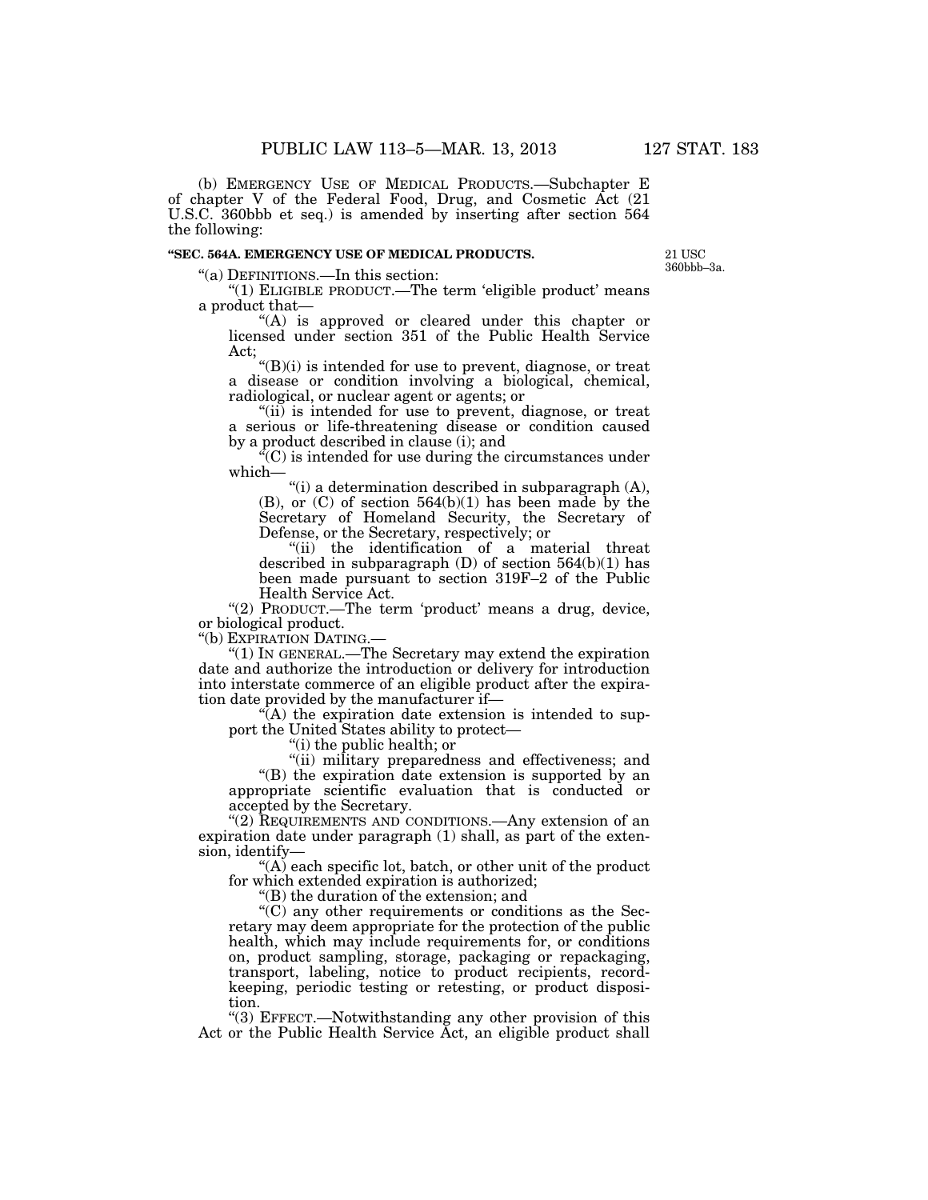(b) EMERGENCY USE OF MEDICAL PRODUCTS.—Subchapter E of chapter V of the Federal Food, Drug, and Cosmetic Act (21 U.S.C. 360bbb et seq.) is amended by inserting after section 564 the following:

**"SEC. 564A. EMERGENCY USE OF MEDICAL PRODUCTS.**

21 USC 360bbb–3a.

"(a) DEFINITIONS.—In this section:

"(1) ELIGIBLE PRODUCT.—The term 'eligible product' means a product that—

"(A) is approved or cleared under this chapter or licensed under section 351 of the Public Health Service Act;

"(B)(i) is intended for use to prevent, diagnose, or treat a disease or condition involving a biological, chemical, radiological, or nuclear agent or agents; or

"(ii) is intended for use to prevent, diagnose, or treat a serious or life-threatening disease or condition caused by a product described in clause (i); and

"(C) is intended for use during the circumstances under which—

"(i) a determination described in subparagraph (A), (B), or (C) of section 564(b)(1) has been made by the Secretary of Homeland Security, the Secretary of Defense, or the Secretary, respectively; or

"(ii) the identification of a material threat described in subparagraph (D) of section 564(b)(1) has been made pursuant to section 319F–2 of the Public Health Service Act.

"(2) PRODUCT.—The term 'product' means a drug, device, or biological product.

"(b) EXPIRATION DATING.—

"(1) IN GENERAL.—The Secretary may extend the expiration date and authorize the introduction or delivery for introduction into interstate commerce of an eligible product after the expiration date provided by the manufacturer if—

"(A) the expiration date extension is intended to support the United States ability to protect—

"(i) the public health; or

"(ii) military preparedness and effectiveness; and

"(B) the expiration date extension is supported by an appropriate scientific evaluation that is conducted or accepted by the Secretary.

"(2) REQUIREMENTS AND CONDITIONS.—Any extension of an expiration date under paragraph (1) shall, as part of the extension, identify—

"(A) each specific lot, batch, or other unit of the product for which extended expiration is authorized;

"(B) the duration of the extension; and

"(C) any other requirements or conditions as the Secretary may deem appropriate for the protection of the public health, which may include requirements for, or conditions on, product sampling, storage, packaging or repackaging, transport, labeling, notice to product recipients, recordkeeping, periodic testing or retesting, or product disposition.

"(3) EFFECT.—Notwithstanding any other provision of this Act or the Public Health Service Act, an eligible product shall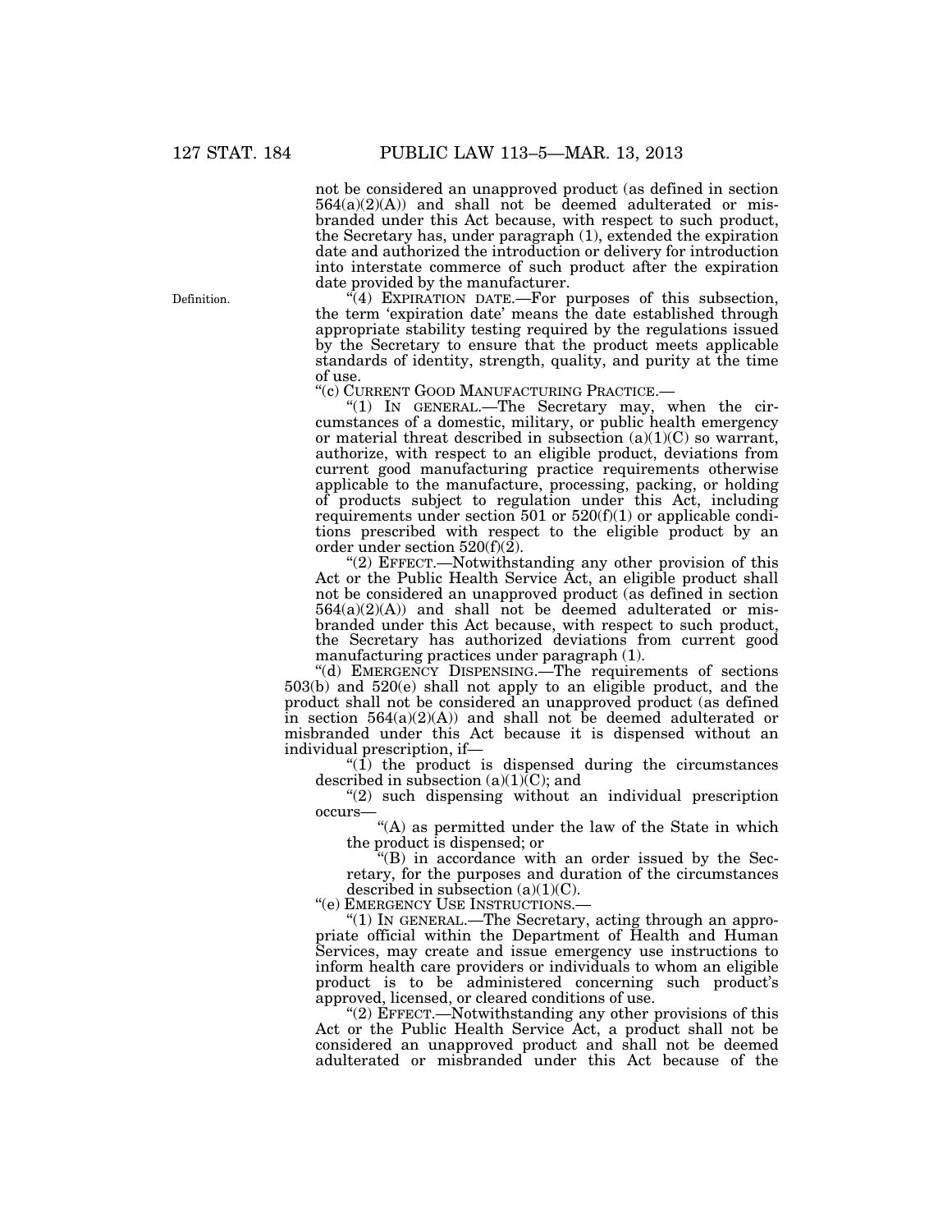not be considered an unapproved product (as defined in section 564(a)(2)(A)) and shall not be deemed adulterated or misbranded under this Act because, with respect to such product, the Secretary has, under paragraph (1), extended the expiration date and authorized the introduction or delivery for introduction into interstate commerce of such product after the expiration date provided by the manufacturer.

Definition.

"(4) EXPIRATION DATE.—For purposes of this subsection, the term 'expiration date' means the date established through appropriate stability testing required by the regulations issued by the Secretary to ensure that the product meets applicable standards of identity, strength, quality, and purity at the time of use.

"(c) CURRENT GOOD MANUFACTURING PRACTICE.—

"(1) IN GENERAL.—The Secretary may, when the circumstances of a domestic, military, or public health emergency or material threat described in subsection (a)(1)(C) so warrant, authorize, with respect to an eligible product, deviations from current good manufacturing practice requirements otherwise applicable to the manufacture, processing, packing, or holding of products subject to regulation under this Act, including requirements under section 501 or 520(f)(1) or applicable conditions prescribed with respect to the eligible product by an order under section 520(f)(2).

"(2) EFFECT.—Notwithstanding any other provision of this Act or the Public Health Service Act, an eligible product shall not be considered an unapproved product (as defined in section 564(a)(2)(A)) and shall not be deemed adulterated or misbranded under this Act because, with respect to such product, the Secretary has authorized deviations from current good manufacturing practices under paragraph (1).

"(d) EMERGENCY DISPENSING.—The requirements of sections 503(b) and 520(e) shall not apply to an eligible product, and the product shall not be considered an unapproved product (as defined in section 564(a)(2)(A)) and shall not be deemed adulterated or misbranded under this Act because it is dispensed without an individual prescription, if—

"(1) the product is dispensed during the circumstances described in subsection (a)(1)(C); and

"(2) such dispensing without an individual prescription occurs—

"(A) as permitted under the law of the State in which the product is dispensed; or

"(B) in accordance with an order issued by the Secretary, for the purposes and duration of the circumstances described in subsection (a)(1)(C).

"(e) EMERGENCY USE INSTRUCTIONS.—

"(1) IN GENERAL.—The Secretary, acting through an appropriate official within the Department of Health and Human Services, may create and issue emergency use instructions to inform health care providers or individuals to whom an eligible product is to be administered concerning such product's approved, licensed, or cleared conditions of use.

"(2) EFFECT.—Notwithstanding any other provisions of this Act or the Public Health Service Act, a product shall not be considered an unapproved product and shall not be deemed adulterated or misbranded under this Act because of the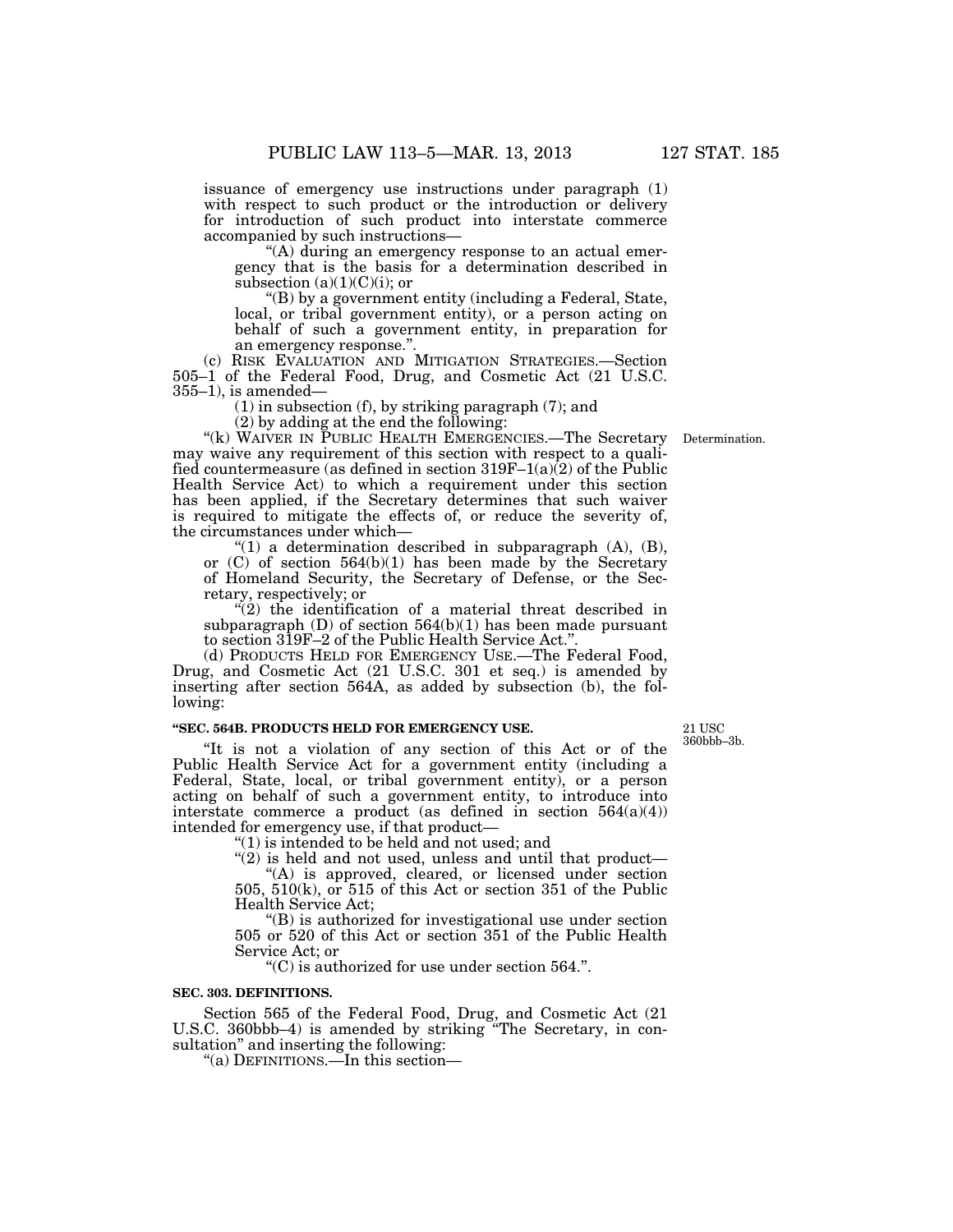issuance of emergency use instructions under paragraph (1) with respect to such product or the introduction or delivery for introduction of such product into interstate commerce accompanied by such instructions—

"(A) during an emergency response to an actual emergency that is the basis for a determination described in subsection (a)(1)(C)(i); or

"(B) by a government entity (including a Federal, State, local, or tribal government entity), or a person acting on behalf of such a government entity, in preparation for an emergency response.".

(c) RISK EVALUATION AND MITIGATION STRATEGIES.—Section 505–1 of the Federal Food, Drug, and Cosmetic Act (21 U.S.C. 355–1), is amended—

(1) in subsection (f), by striking paragraph (7); and

(2) by adding at the end the following:

"(k) WAIVER IN PUBLIC HEALTH EMERGENCIES.—The Secretary may waive any requirement of this section with respect to a qualified countermeasure (as defined in section 319F–1(a)(2) of the Public Health Service Act) to which a requirement under this section has been applied, if the Secretary determines that such waiver is required to mitigate the effects of, or reduce the severity of, the circumstances under which—

Determination.

"(1) a determination described in subparagraph (A), (B), or (C) of section 564(b)(1) has been made by the Secretary of Homeland Security, the Secretary of Defense, or the Secretary, respectively; or

"(2) the identification of a material threat described in subparagraph (D) of section 564(b)(1) has been made pursuant to section 319F–2 of the Public Health Service Act.".

(d) PRODUCTS HELD FOR EMERGENCY USE.—The Federal Food, Drug, and Cosmetic Act (21 U.S.C. 301 et seq.) is amended by inserting after section 564A, as added by subsection (b), the following:

**"SEC. 564B. PRODUCTS HELD FOR EMERGENCY USE.**

21 USC 360bbb–3b.

"It is not a violation of any section of this Act or of the Public Health Service Act for a government entity (including a Federal, State, local, or tribal government entity), or a person acting on behalf of such a government entity, to introduce into interstate commerce a product (as defined in section 564(a)(4)) intended for emergency use, if that product—

"(1) is intended to be held and not used; and

"(2) is held and not used, unless and until that product—

"(A) is approved, cleared, or licensed under section 505, 510(k), or 515 of this Act or section 351 of the Public Health Service Act;

"(B) is authorized for investigational use under section 505 or 520 of this Act or section 351 of the Public Health Service Act; or

"(C) is authorized for use under section 564.".

**SEC. 303. DEFINITIONS.**

Section 565 of the Federal Food, Drug, and Cosmetic Act (21 U.S.C. 360bbb–4) is amended by striking "The Secretary, in consultation" and inserting the following:

"(a) DEFINITIONS.—In this section—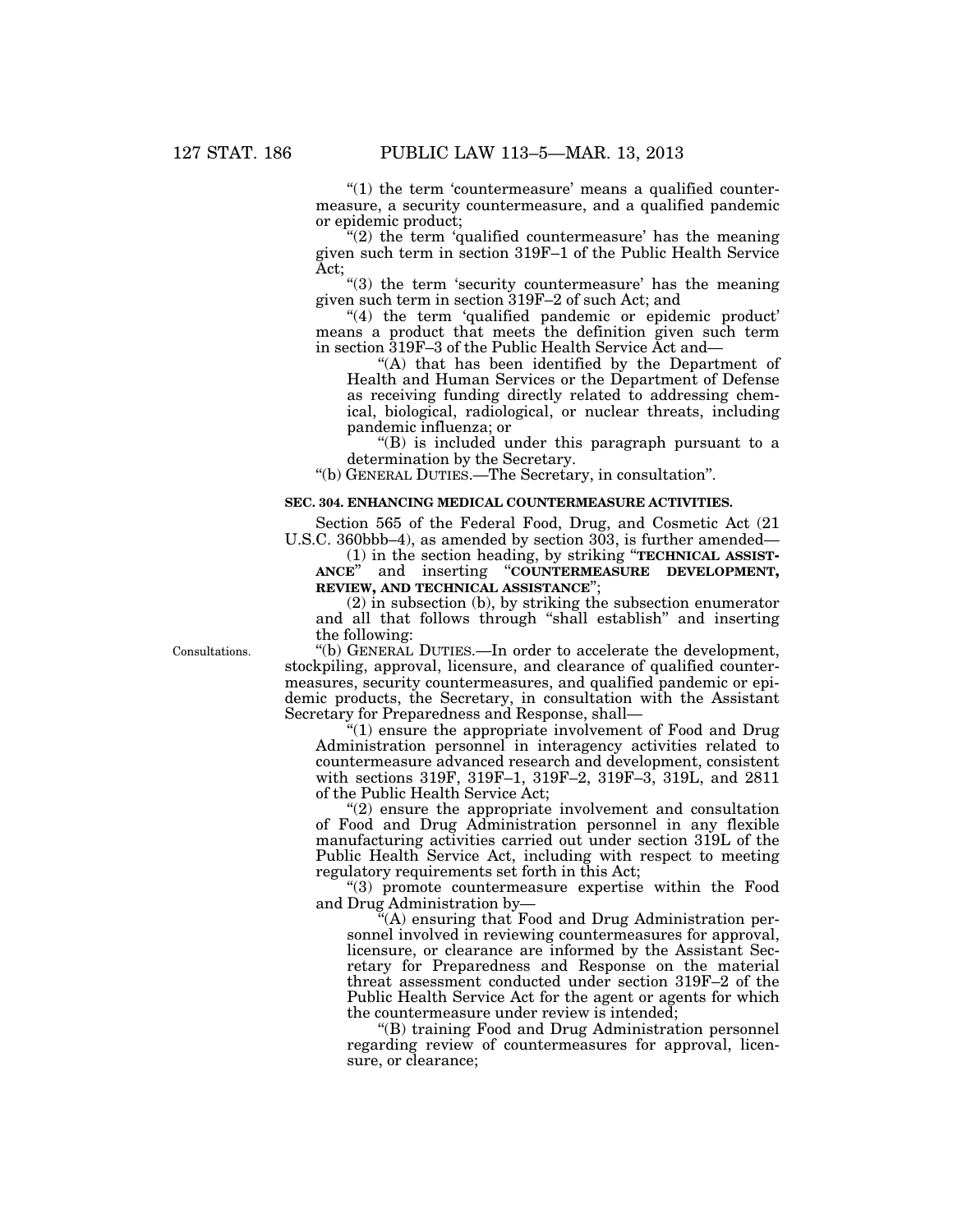"(1) the term 'countermeasure' means a qualified countermeasure, a security countermeasure, and a qualified pandemic or epidemic product;

"(2) the term 'qualified countermeasure' has the meaning given such term in section 319F–1 of the Public Health Service Act;

"(3) the term 'security countermeasure' has the meaning given such term in section 319F–2 of such Act; and

"(4) the term 'qualified pandemic or epidemic product' means a product that meets the definition given such term in section 319F–3 of the Public Health Service Act and—

"(A) that has been identified by the Department of Health and Human Services or the Department of Defense as receiving funding directly related to addressing chemical, biological, radiological, or nuclear threats, including pandemic influenza; or

"(B) is included under this paragraph pursuant to a determination by the Secretary.

"(b) GENERAL DUTIES.—The Secretary, in consultation".

**SEC. 304. ENHANCING MEDICAL COUNTERMEASURE ACTIVITIES.**

Section 565 of the Federal Food, Drug, and Cosmetic Act (21 U.S.C. 360bbb–4), as amended by section 303, is further amended—

(1) in the section heading, by striking "**TECHNICAL ASSISTANCE**" and inserting "**COUNTERMEASURE DEVELOPMENT, REVIEW, AND TECHNICAL ASSISTANCE**";

(2) in subsection (b), by striking the subsection enumerator and all that follows through "shall establish" and inserting the following:

Consultations.

"(b) GENERAL DUTIES.—In order to accelerate the development, stockpiling, approval, licensure, and clearance of qualified countermeasures, security countermeasures, and qualified pandemic or epidemic products, the Secretary, in consultation with the Assistant Secretary for Preparedness and Response, shall—

"(1) ensure the appropriate involvement of Food and Drug Administration personnel in interagency activities related to countermeasure advanced research and development, consistent with sections 319F, 319F–1, 319F–2, 319F–3, 319L, and 2811 of the Public Health Service Act;

"(2) ensure the appropriate involvement and consultation of Food and Drug Administration personnel in any flexible manufacturing activities carried out under section 319L of the Public Health Service Act, including with respect to meeting regulatory requirements set forth in this Act;

"(3) promote countermeasure expertise within the Food and Drug Administration by—

"(A) ensuring that Food and Drug Administration personnel involved in reviewing countermeasures for approval, licensure, or clearance are informed by the Assistant Secretary for Preparedness and Response on the material threat assessment conducted under section 319F–2 of the Public Health Service Act for the agent or agents for which the countermeasure under review is intended;

"(B) training Food and Drug Administration personnel regarding review of countermeasures for approval, licensure, or clearance;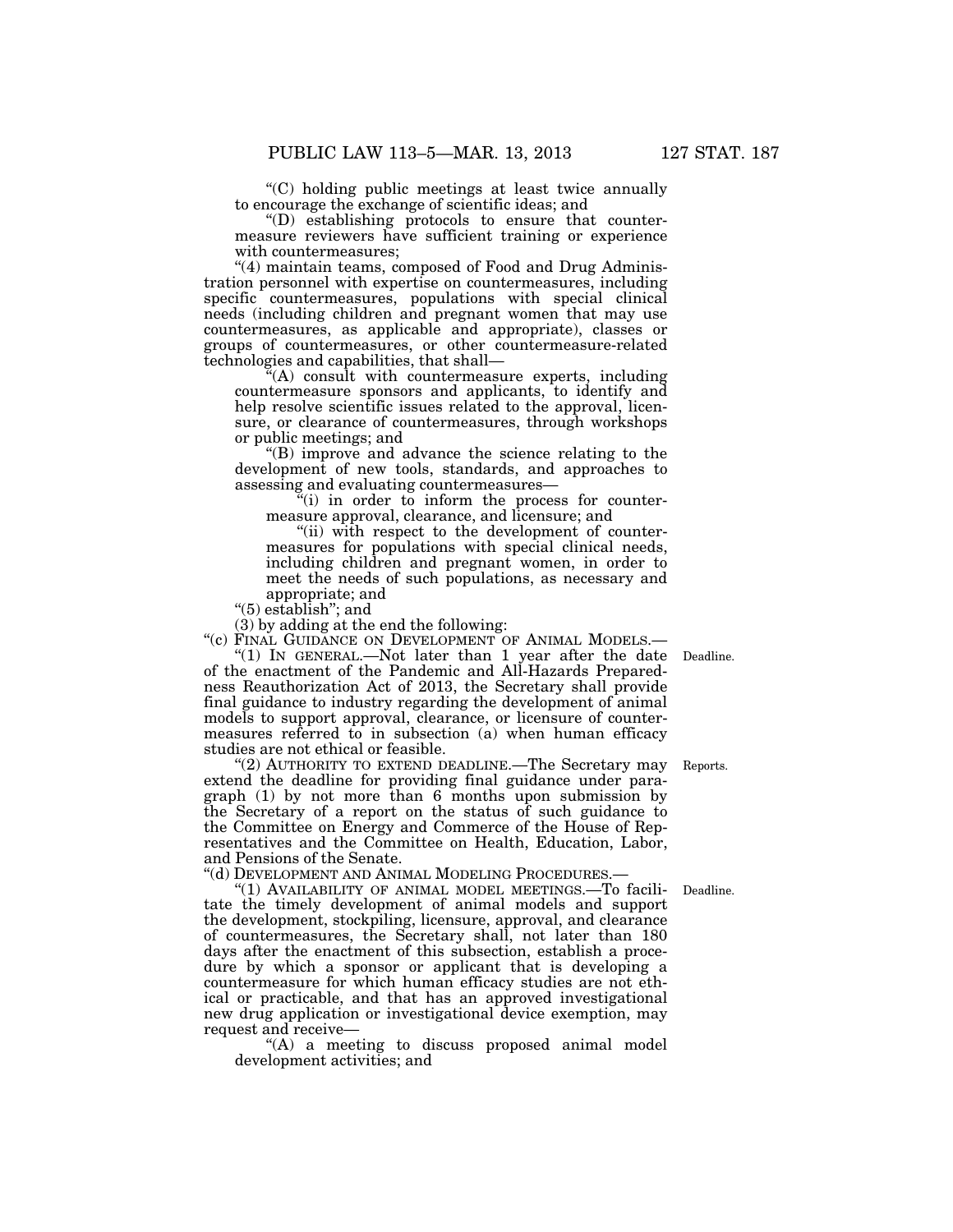"(C) holding public meetings at least twice annually to encourage the exchange of scientific ideas; and

"(D) establishing protocols to ensure that countermeasure reviewers have sufficient training or experience with countermeasures;

"(4) maintain teams, composed of Food and Drug Administration personnel with expertise on countermeasures, including specific countermeasures, populations with special clinical needs (including children and pregnant women that may use countermeasures, as applicable and appropriate), classes or groups of countermeasures, or other countermeasure-related technologies and capabilities, that shall—

"(A) consult with countermeasure experts, including countermeasure sponsors and applicants, to identify and help resolve scientific issues related to the approval, licensure, or clearance of countermeasures, through workshops or public meetings; and

"(B) improve and advance the science relating to the development of new tools, standards, and approaches to assessing and evaluating countermeasures—

"(i) in order to inform the process for countermeasure approval, clearance, and licensure; and

"(ii) with respect to the development of countermeasures for populations with special clinical needs, including children and pregnant women, in order to meet the needs of such populations, as necessary and appropriate; and

"(5) establish"; and

(3) by adding at the end the following:

"(c) FINAL GUIDANCE ON DEVELOPMENT OF ANIMAL MODELS.—

"(1) IN GENERAL.—Not later than 1 year after the date of the enactment of the Pandemic and All-Hazards Preparedness Reauthorization Act of 2013, the Secretary shall provide final guidance to industry regarding the development of animal models to support approval, clearance, or licensure of countermeasures referred to in subsection (a) when human efficacy studies are not ethical or feasible.

Deadline.

"(2) AUTHORITY TO EXTEND DEADLINE.—The Secretary may extend the deadline for providing final guidance under paragraph (1) by not more than 6 months upon submission by the Secretary of a report on the status of such guidance to the Committee on Energy and Commerce of the House of Representatives and the Committee on Health, Education, Labor, and Pensions of the Senate.

Reports.

"(d) DEVELOPMENT AND ANIMAL MODELING PROCEDURES.—

"(1) AVAILABILITY OF ANIMAL MODEL MEETINGS.—To facilitate the timely development of animal models and support the development, stockpiling, licensure, approval, and clearance of countermeasures, the Secretary shall, not later than 180 days after the enactment of this subsection, establish a procedure by which a sponsor or applicant that is developing a countermeasure for which human efficacy studies are not ethical or practicable, and that has an approved investigational new drug application or investigational device exemption, may request and receive—

Deadline.

"(A) a meeting to discuss proposed animal model development activities; and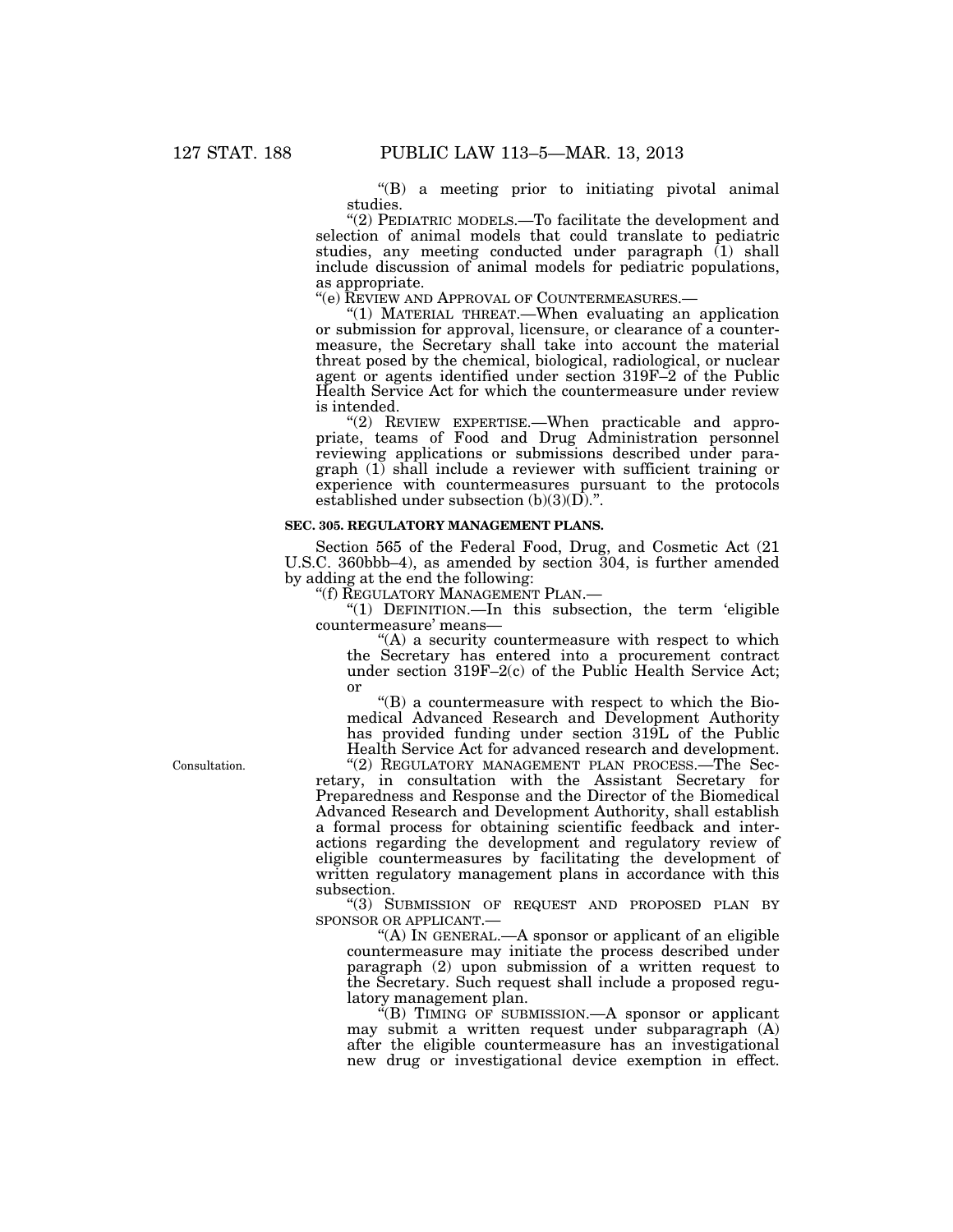"(B) a meeting prior to initiating pivotal animal studies.

"(2) PEDIATRIC MODELS.—To facilitate the development and selection of animal models that could translate to pediatric studies, any meeting conducted under paragraph (1) shall include discussion of animal models for pediatric populations, as appropriate.

"(e) REVIEW AND APPROVAL OF COUNTERMEASURES.—

"(1) MATERIAL THREAT.—When evaluating an application or submission for approval, licensure, or clearance of a countermeasure, the Secretary shall take into account the material threat posed by the chemical, biological, radiological, or nuclear agent or agents identified under section 319F–2 of the Public Health Service Act for which the countermeasure under review is intended.

"(2) REVIEW EXPERTISE.—When practicable and appropriate, teams of Food and Drug Administration personnel reviewing applications or submissions described under paragraph (1) shall include a reviewer with sufficient training or experience with countermeasures pursuant to the protocols established under subsection (b)(3)(D).".

**SEC. 305. REGULATORY MANAGEMENT PLANS.**

Section 565 of the Federal Food, Drug, and Cosmetic Act (21 U.S.C. 360bbb–4), as amended by section 304, is further amended by adding at the end the following:

"(f) REGULATORY MANAGEMENT PLAN.—

"(1) DEFINITION.—In this subsection, the term 'eligible countermeasure' means—

"(A) a security countermeasure with respect to which the Secretary has entered into a procurement contract under section 319F–2(c) of the Public Health Service Act; or

"(B) a countermeasure with respect to which the Biomedical Advanced Research and Development Authority has provided funding under section 319L of the Public Health Service Act for advanced research and development.

Consultation.

"(2) REGULATORY MANAGEMENT PLAN PROCESS.—The Secretary, in consultation with the Assistant Secretary for Preparedness and Response and the Director of the Biomedical Advanced Research and Development Authority, shall establish a formal process for obtaining scientific feedback and interactions regarding the development and regulatory review of eligible countermeasures by facilitating the development of written regulatory management plans in accordance with this subsection.

"(3) SUBMISSION OF REQUEST AND PROPOSED PLAN BY SPONSOR OR APPLICANT.—

"(A) IN GENERAL.—A sponsor or applicant of an eligible countermeasure may initiate the process described under paragraph (2) upon submission of a written request to the Secretary. Such request shall include a proposed regulatory management plan.

"(B) TIMING OF SUBMISSION.—A sponsor or applicant may submit a written request under subparagraph (A) after the eligible countermeasure has an investigational new drug or investigational device exemption in effect.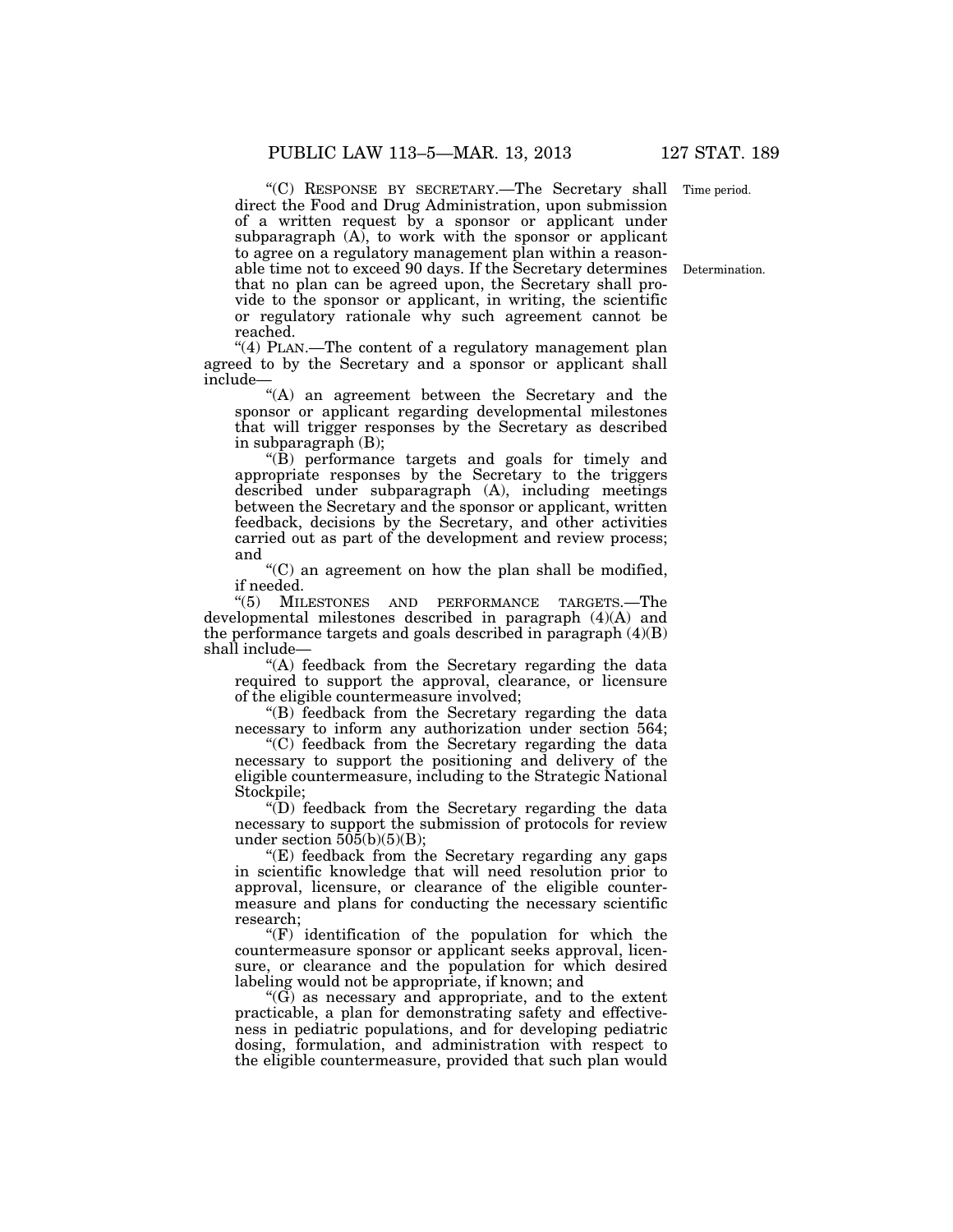"(C) RESPONSE BY SECRETARY.—The Secretary shall direct the Food and Drug Administration, upon submission of a written request by a sponsor or applicant under subparagraph (A), to work with the sponsor or applicant to agree on a regulatory management plan within a reasonable time not to exceed 90 days. If the Secretary determines that no plan can be agreed upon, the Secretary shall provide to the sponsor or applicant, in writing, the scientific or regulatory rationale why such agreement cannot be reached.

Time period.

Determination.

"(4) PLAN.—The content of a regulatory management plan agreed to by the Secretary and a sponsor or applicant shall include—

"(A) an agreement between the Secretary and the sponsor or applicant regarding developmental milestones that will trigger responses by the Secretary as described in subparagraph (B);

"(B) performance targets and goals for timely and appropriate responses by the Secretary to the triggers described under subparagraph (A), including meetings between the Secretary and the sponsor or applicant, written feedback, decisions by the Secretary, and other activities carried out as part of the development and review process; and

"(C) an agreement on how the plan shall be modified, if needed.

"(5) MILESTONES AND PERFORMANCE TARGETS.—The developmental milestones described in paragraph (4)(A) and the performance targets and goals described in paragraph (4)(B) shall include—

"(A) feedback from the Secretary regarding the data required to support the approval, clearance, or licensure of the eligible countermeasure involved;

"(B) feedback from the Secretary regarding the data necessary to inform any authorization under section 564;

"(C) feedback from the Secretary regarding the data necessary to support the positioning and delivery of the eligible countermeasure, including to the Strategic National Stockpile;

"(D) feedback from the Secretary regarding the data necessary to support the submission of protocols for review under section 505(b)(5)(B);

"(E) feedback from the Secretary regarding any gaps in scientific knowledge that will need resolution prior to approval, licensure, or clearance of the eligible countermeasure and plans for conducting the necessary scientific research;

"(F) identification of the population for which the countermeasure sponsor or applicant seeks approval, licensure, or clearance and the population for which desired labeling would not be appropriate, if known; and

"(G) as necessary and appropriate, and to the extent practicable, a plan for demonstrating safety and effectiveness in pediatric populations, and for developing pediatric dosing, formulation, and administration with respect to the eligible countermeasure, provided that such plan would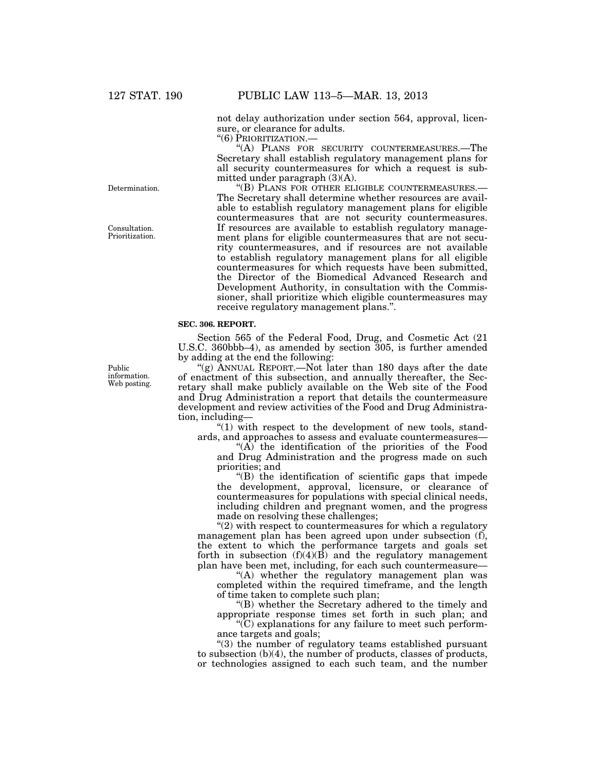not delay authorization under section 564, approval, licensure, or clearance for adults.

"(6) PRIORITIZATION.—

"(A) PLANS FOR SECURITY COUNTERMEASURES.—The Secretary shall establish regulatory management plans for all security countermeasures for which a request is submitted under paragraph (3)(A).

Determination.

"(B) PLANS FOR OTHER ELIGIBLE COUNTERMEASURES.—The Secretary shall determine whether resources are available to establish regulatory management plans for eligible countermeasures that are not security countermeasures. If resources are available to establish regulatory management plans for eligible countermeasures that are not security countermeasures, and if resources are not available to establish regulatory management plans for all eligible countermeasures for which requests have been submitted, the Director of the Biomedical Advanced Research and Development Authority, in consultation with the Commissioner, shall prioritize which eligible countermeasures may receive regulatory management plans.".

Consultation. Prioritization.

**SEC. 306. REPORT.**

Section 565 of the Federal Food, Drug, and Cosmetic Act (21 U.S.C. 360bbb–4), as amended by section 305, is further amended by adding at the end the following:

Public information. Web posting.

"(g) ANNUAL REPORT.—Not later than 180 days after the date of enactment of this subsection, and annually thereafter, the Secretary shall make publicly available on the Web site of the Food and Drug Administration a report that details the countermeasure development and review activities of the Food and Drug Administration, including—

"(1) with respect to the development of new tools, standards, and approaches to assess and evaluate countermeasures—

"(A) the identification of the priorities of the Food and Drug Administration and the progress made on such priorities; and

"(B) the identification of scientific gaps that impede the development, approval, licensure, or clearance of countermeasures for populations with special clinical needs, including children and pregnant women, and the progress made on resolving these challenges;

"(2) with respect to countermeasures for which a regulatory management plan has been agreed upon under subsection (f), the extent to which the performance targets and goals set forth in subsection (f)(4)(B) and the regulatory management plan have been met, including, for each such countermeasure—

"(A) whether the regulatory management plan was completed within the required timeframe, and the length of time taken to complete such plan;

"(B) whether the Secretary adhered to the timely and appropriate response times set forth in such plan; and

"(C) explanations for any failure to meet such performance targets and goals;

"(3) the number of regulatory teams established pursuant to subsection (b)(4), the number of products, classes of products, or technologies assigned to each such team, and the number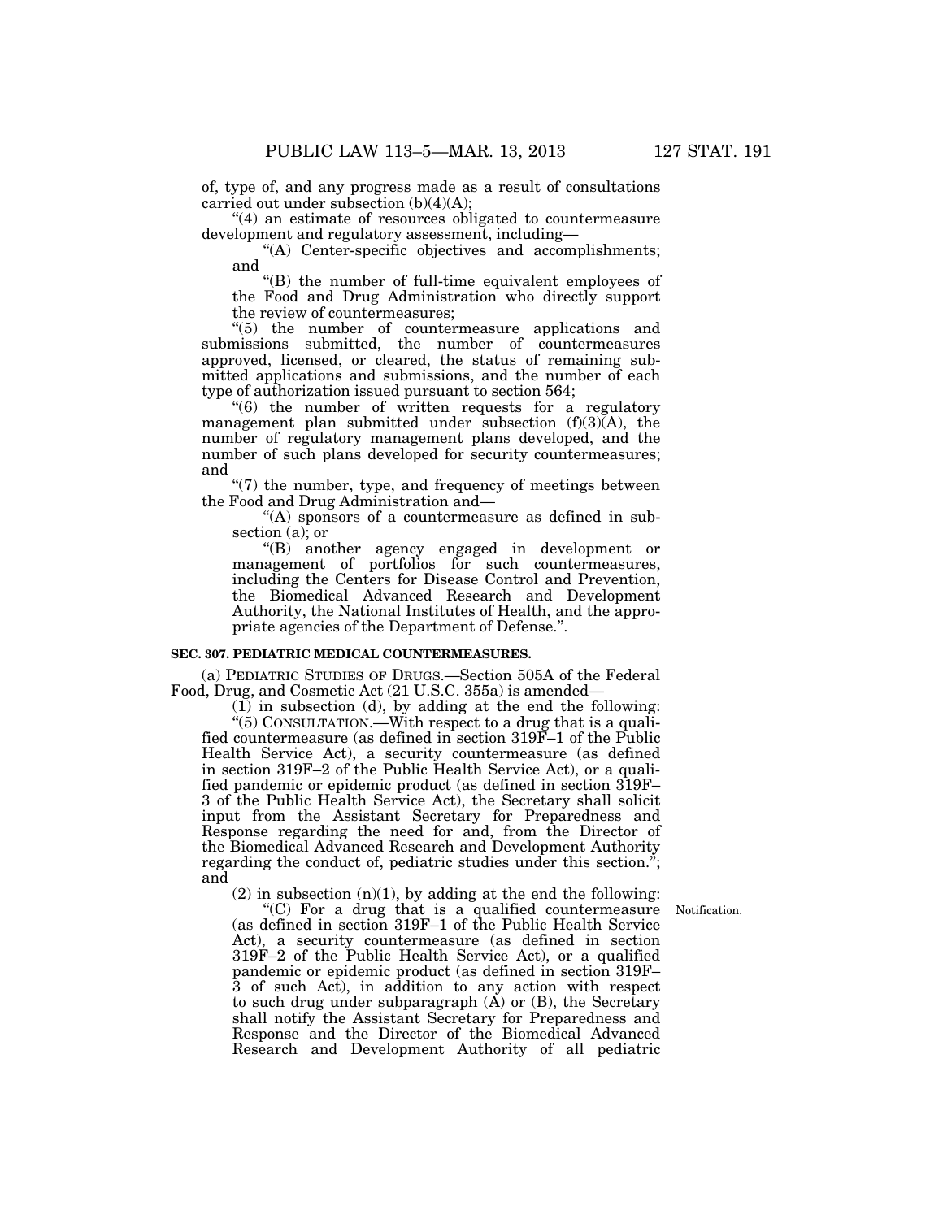of, type of, and any progress made as a result of consultations carried out under subsection (b)(4)(A);

"(4) an estimate of resources obligated to countermeasure development and regulatory assessment, including—

"(A) Center-specific objectives and accomplishments; and

"(B) the number of full-time equivalent employees of the Food and Drug Administration who directly support the review of countermeasures;

"(5) the number of countermeasure applications and submissions submitted, the number of countermeasures approved, licensed, or cleared, the status of remaining submitted applications and submissions, and the number of each type of authorization issued pursuant to section 564;

"(6) the number of written requests for a regulatory management plan submitted under subsection (f)(3)(A), the number of regulatory management plans developed, and the number of such plans developed for security countermeasures; and

"(7) the number, type, and frequency of meetings between the Food and Drug Administration and—

"(A) sponsors of a countermeasure as defined in subsection (a); or

"(B) another agency engaged in development or management of portfolios for such countermeasures, including the Centers for Disease Control and Prevention, the Biomedical Advanced Research and Development Authority, the National Institutes of Health, and the appropriate agencies of the Department of Defense.".

**SEC. 307. PEDIATRIC MEDICAL COUNTERMEASURES.**

(a) PEDIATRIC STUDIES OF DRUGS.—Section 505A of the Federal Food, Drug, and Cosmetic Act (21 U.S.C. 355a) is amended—

(1) in subsection (d), by adding at the end the following:

"(5) CONSULTATION.—With respect to a drug that is a qualified countermeasure (as defined in section 319F–1 of the Public Health Service Act), a security countermeasure (as defined in section 319F–2 of the Public Health Service Act), or a qualified pandemic or epidemic product (as defined in section 319F–3 of the Public Health Service Act), the Secretary shall solicit input from the Assistant Secretary for Preparedness and Response regarding the need for and, from the Director of the Biomedical Advanced Research and Development Authority regarding the conduct of, pediatric studies under this section."; and

(2) in subsection (n)(1), by adding at the end the following:

Notification.

"(C) For a drug that is a qualified countermeasure (as defined in section 319F–1 of the Public Health Service Act), a security countermeasure (as defined in section 319F–2 of the Public Health Service Act), or a qualified pandemic or epidemic product (as defined in section 319F–3 of such Act), in addition to any action with respect to such drug under subparagraph (A) or (B), the Secretary shall notify the Assistant Secretary for Preparedness and Response and the Director of the Biomedical Advanced Research and Development Authority of all pediatric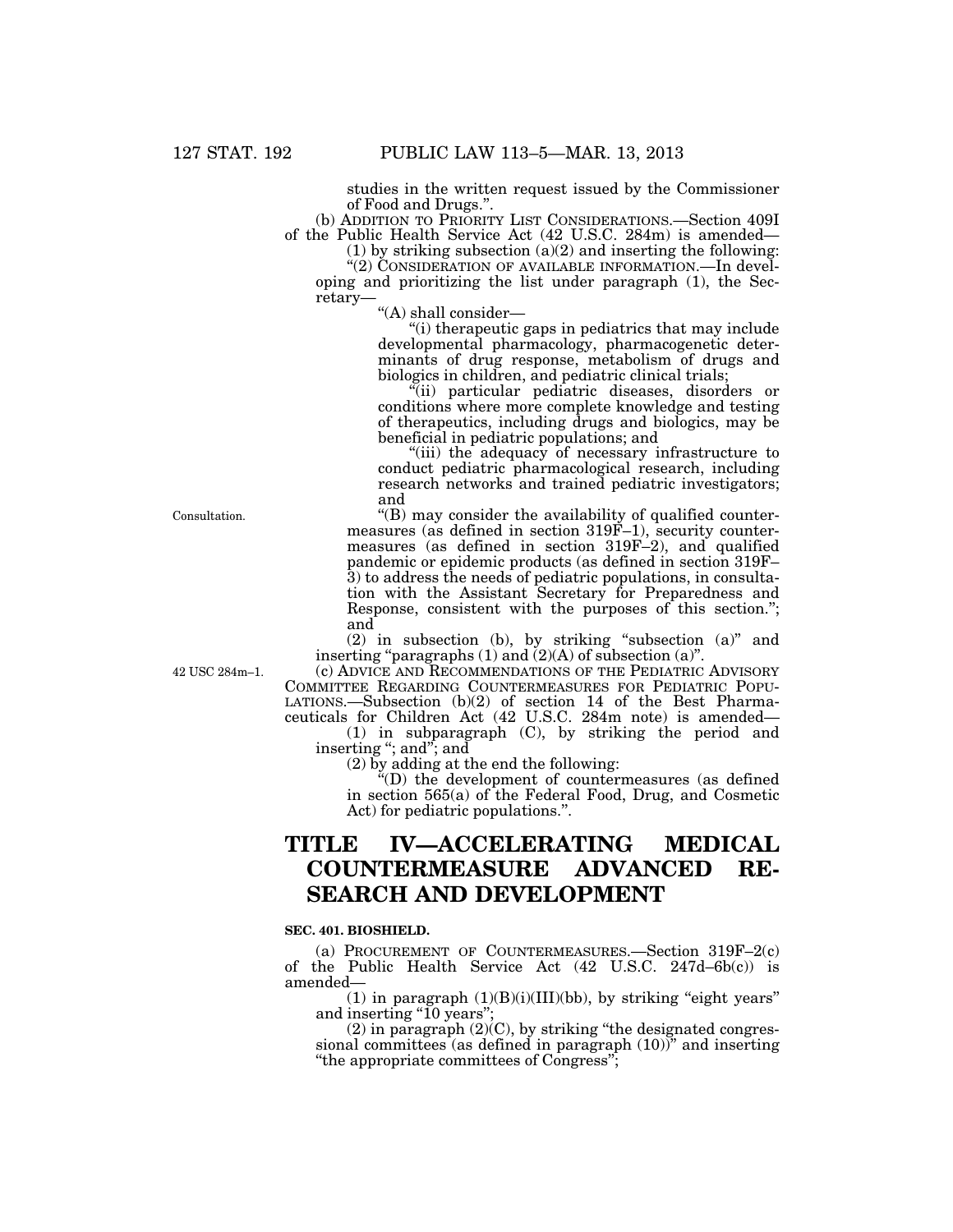studies in the written request issued by the Commissioner of Food and Drugs.''.

(b) ADDITION TO PRIORITY LIST CONSIDERATIONS.—Section 409I of the Public Health Service Act (42 U.S.C. 284m) is amended—

(1) by striking subsection (a)(2) and inserting the following:

''(2) CONSIDERATION OF AVAILABLE INFORMATION.—In developing and prioritizing the list under paragraph (1), the Secretary—

''(A) shall consider—

''(i) therapeutic gaps in pediatrics that may include developmental pharmacology, pharmacogenetic determinants of drug response, metabolism of drugs and biologics in children, and pediatric clinical trials;

''(ii) particular pediatric diseases, disorders or conditions where more complete knowledge and testing of therapeutics, including drugs and biologics, may be beneficial in pediatric populations; and

''(iii) the adequacy of necessary infrastructure to conduct pediatric pharmacological research, including research networks and trained pediatric investigators; and

Consultation.

''(B) may consider the availability of qualified countermeasures (as defined in section 319F–1), security countermeasures (as defined in section 319F–2), and qualified pandemic or epidemic products (as defined in section 319F–3) to address the needs of pediatric populations, in consultation with the Assistant Secretary for Preparedness and Response, consistent with the purposes of this section.''; and

(2) in subsection (b), by striking ''subsection (a)'' and inserting ''paragraphs (1) and (2)(A) of subsection (a)''.

42 USC 284m–1.

(c) ADVICE AND RECOMMENDATIONS OF THE PEDIATRIC ADVISORY COMMITTEE REGARDING COUNTERMEASURES FOR PEDIATRIC POPULATIONS.—Subsection (b)(2) of section 14 of the Best Pharmaceuticals for Children Act (42 U.S.C. 284m note) is amended—

(1) in subparagraph (C), by striking the period and inserting ''; and''; and

(2) by adding at the end the following:

''(D) the development of countermeasures (as defined in section 565(a) of the Federal Food, Drug, and Cosmetic Act) for pediatric populations.''.

# TITLE IV—ACCELERATING MEDICAL COUNTERMEASURE ADVANCED RESEARCH AND DEVELOPMENT

**SEC. 401. BIOSHIELD.**

(a) PROCUREMENT OF COUNTERMEASURES.—Section 319F–2(c) of the Public Health Service Act (42 U.S.C. 247d–6b(c)) is amended—

(1) in paragraph (1)(B)(i)(III)(bb), by striking ''eight years'' and inserting ''10 years'';

(2) in paragraph (2)(C), by striking ''the designated congressional committees (as defined in paragraph (10))'' and inserting ''the appropriate committees of Congress'';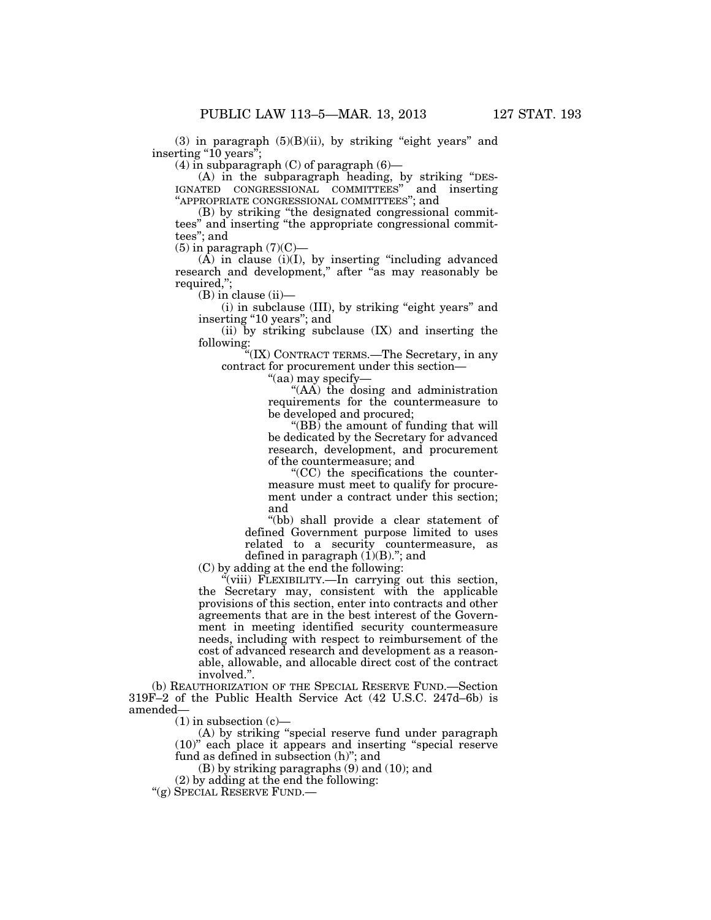(3) in paragraph (5)(B)(ii), by striking "eight years" and inserting "10 years";

(4) in subparagraph (C) of paragraph (6)—

(A) in the subparagraph heading, by striking "DESIGNATED CONGRESSIONAL COMMITTEES" and inserting "APPROPRIATE CONGRESSIONAL COMMITTEES"; and

(B) by striking "the designated congressional committees" and inserting "the appropriate congressional committees"; and

(5) in paragraph (7)(C)—

(A) in clause (i)(I), by inserting "including advanced research and development," after "as may reasonably be required,";

(B) in clause (ii)—

(i) in subclause (III), by striking "eight years" and inserting "10 years"; and

(ii) by striking subclause (IX) and inserting the following:

"(IX) CONTRACT TERMS.—The Secretary, in any contract for procurement under this section—

"(aa) may specify—

"(AA) the dosing and administration requirements for the countermeasure to be developed and procured;

"(BB) the amount of funding that will be dedicated by the Secretary for advanced research, development, and procurement of the countermeasure; and

"(CC) the specifications the countermeasure must meet to qualify for procurement under a contract under this section; and

"(bb) shall provide a clear statement of defined Government purpose limited to uses related to a security countermeasure, as defined in paragraph (1)(B)."; and

(C) by adding at the end the following:

"(viii) FLEXIBILITY.—In carrying out this section, the Secretary may, consistent with the applicable provisions of this section, enter into contracts and other agreements that are in the best interest of the Government in meeting identified security countermeasure needs, including with respect to reimbursement of the cost of advanced research and development as a reasonable, allowable, and allocable direct cost of the contract involved.".

(b) REAUTHORIZATION OF THE SPECIAL RESERVE FUND.—Section 319F–2 of the Public Health Service Act (42 U.S.C. 247d–6b) is amended—

(1) in subsection (c)—

(A) by striking "special reserve fund under paragraph (10)" each place it appears and inserting "special reserve fund as defined in subsection (h)"; and

(B) by striking paragraphs (9) and (10); and

(2) by adding at the end the following:

"(g) SPECIAL RESERVE FUND.—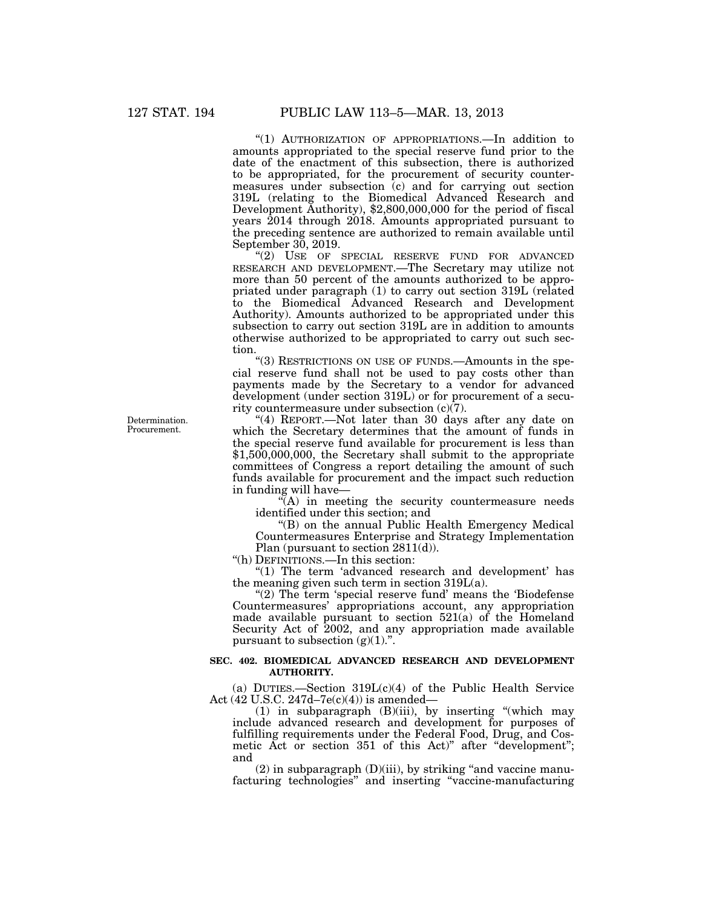"(1) AUTHORIZATION OF APPROPRIATIONS.—In addition to amounts appropriated to the special reserve fund prior to the date of the enactment of this subsection, there is authorized to be appropriated, for the procurement of security countermeasures under subsection (c) and for carrying out section 319L (relating to the Biomedical Advanced Research and Development Authority), $2,800,000,000 for the period of fiscal years 2014 through 2018. Amounts appropriated pursuant to the preceding sentence are authorized to remain available until September 30, 2019.

"(2) USE OF SPECIAL RESERVE FUND FOR ADVANCED RESEARCH AND DEVELOPMENT.—The Secretary may utilize not more than 50 percent of the amounts authorized to be appropriated under paragraph (1) to carry out section 319L (related to the Biomedical Advanced Research and Development Authority). Amounts authorized to be appropriated under this subsection to carry out section 319L are in addition to amounts otherwise authorized to be appropriated to carry out such section.

"(3) RESTRICTIONS ON USE OF FUNDS.—Amounts in the special reserve fund shall not be used to pay costs other than payments made by the Secretary to a vendor for advanced development (under section 319L) or for procurement of a security countermeasure under subsection (c)(7).

Determination. Procurement.

"(4) REPORT.—Not later than 30 days after any date on which the Secretary determines that the amount of funds in the special reserve fund available for procurement is less than $1,500,000,000, the Secretary shall submit to the appropriate committees of Congress a report detailing the amount of such funds available for procurement and the impact such reduction in funding will have—

"(A) in meeting the security countermeasure needs identified under this section; and

"(B) on the annual Public Health Emergency Medical Countermeasures Enterprise and Strategy Implementation Plan (pursuant to section 2811(d)).

"(h) DEFINITIONS.—In this section:

"(1) The term 'advanced research and development' has the meaning given such term in section 319L(a).

"(2) The term 'special reserve fund' means the 'Biodefense Countermeasures' appropriations account, any appropriation made available pursuant to section 521(a) of the Homeland Security Act of 2002, and any appropriation made available pursuant to subsection (g)(1).".

**SEC. 402. BIOMEDICAL ADVANCED RESEARCH AND DEVELOPMENT AUTHORITY.**

(a) DUTIES.—Section 319L(c)(4) of the Public Health Service Act (42 U.S.C. 247d–7e(c)(4)) is amended—

(1) in subparagraph (B)(iii), by inserting "(which may include advanced research and development for purposes of fulfilling requirements under the Federal Food, Drug, and Cosmetic Act or section 351 of this Act)" after "development"; and

(2) in subparagraph (D)(iii), by striking "and vaccine manufacturing technologies" and inserting "vaccine-manufacturing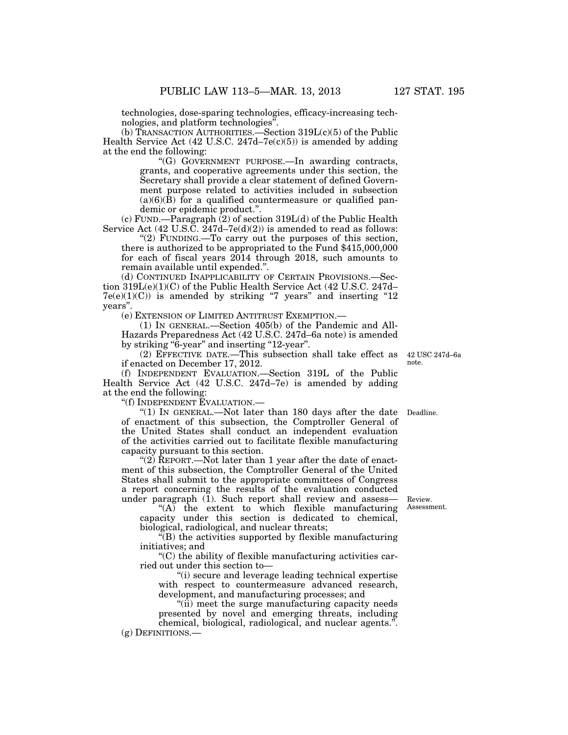technologies, dose-sparing technologies, efficacy-increasing technologies, and platform technologies".

(b) TRANSACTION AUTHORITIES.—Section 319L(c)(5) of the Public Health Service Act (42 U.S.C. 247d–7e(c)(5)) is amended by adding at the end the following:

"(G) GOVERNMENT PURPOSE.—In awarding contracts, grants, and cooperative agreements under this section, the Secretary shall provide a clear statement of defined Government purpose related to activities included in subsection (a)(6)(B) for a qualified countermeasure or qualified pandemic or epidemic product.".

(c) FUND.—Paragraph (2) of section 319L(d) of the Public Health Service Act (42 U.S.C. 247d–7e(d)(2)) is amended to read as follows:

"(2) FUNDING.—To carry out the purposes of this section, there is authorized to be appropriated to the Fund $415,000,000 for each of fiscal years 2014 through 2018, such amounts to remain available until expended.".

(d) CONTINUED INAPPLICABILITY OF CERTAIN PROVISIONS.—Section 319L(e)(1)(C) of the Public Health Service Act (42 U.S.C. 247d–7e(e)(1)(C)) is amended by striking "7 years" and inserting "12 years".

(e) EXTENSION OF LIMITED ANTITRUST EXEMPTION.—

(1) IN GENERAL.—Section 405(b) of the Pandemic and All-Hazards Preparedness Act (42 U.S.C. 247d–6a note) is amended by striking "6-year" and inserting "12-year".

(2) EFFECTIVE DATE.—This subsection shall take effect as if enacted on December 17, 2012.

42 USC 247d–6a note.

(f) INDEPENDENT EVALUATION.—Section 319L of the Public Health Service Act (42 U.S.C. 247d–7e) is amended by adding at the end the following:

"(f) INDEPENDENT EVALUATION.—

Deadline.

"(1) IN GENERAL.—Not later than 180 days after the date of enactment of this subsection, the Comptroller General of the United States shall conduct an independent evaluation of the activities carried out to facilitate flexible manufacturing capacity pursuant to this section.

"(2) REPORT.—Not later than 1 year after the date of enactment of this subsection, the Comptroller General of the United States shall submit to the appropriate committees of Congress a report concerning the results of the evaluation conducted under paragraph (1). Such report shall review and assess—

Review. Assessment.

"(A) the extent to which flexible manufacturing capacity under this section is dedicated to chemical, biological, radiological, and nuclear threats;

"(B) the activities supported by flexible manufacturing initiatives; and

"(C) the ability of flexible manufacturing activities carried out under this section to—

"(i) secure and leverage leading technical expertise with respect to countermeasure advanced research, development, and manufacturing processes; and

"(ii) meet the surge manufacturing capacity needs presented by novel and emerging threats, including chemical, biological, radiological, and nuclear agents.".

(g) DEFINITIONS.—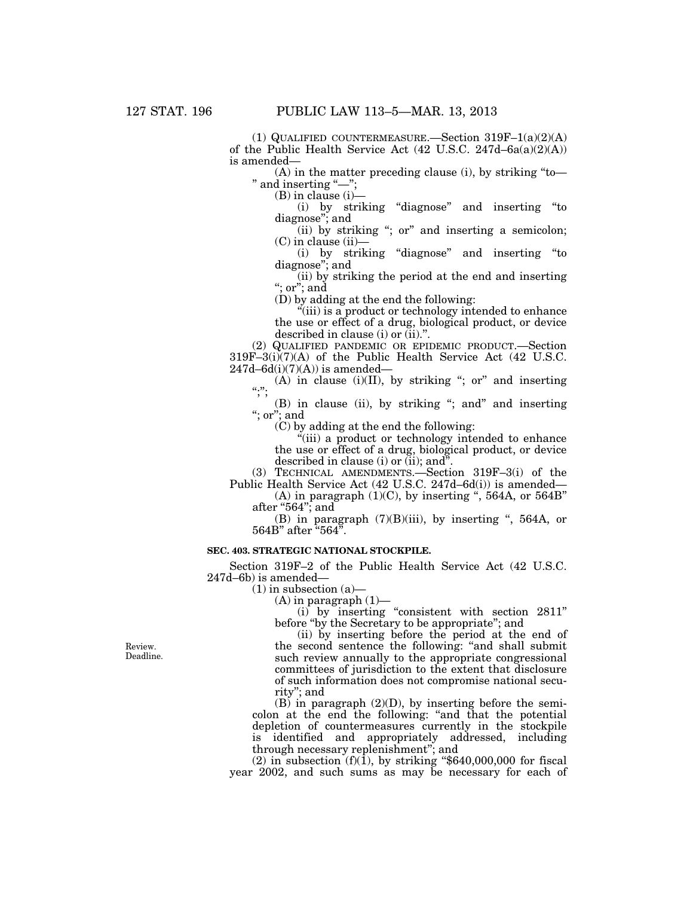(1) QUALIFIED COUNTERMEASURE.—Section 319F–1(a)(2)(A) of the Public Health Service Act (42 U.S.C. 247d–6a(a)(2)(A)) is amended—

(A) in the matter preceding clause (i), by striking "to—" and inserting "—";

(B) in clause (i)—

(i) by striking "diagnose" and inserting "to diagnose"; and

(ii) by striking "; or" and inserting a semicolon;

(C) in clause (ii)—

(i) by striking "diagnose" and inserting "to diagnose"; and

(ii) by striking the period at the end and inserting "; or"; and

(D) by adding at the end the following:

"(iii) is a product or technology intended to enhance the use or effect of a drug, biological product, or device described in clause (i) or (ii).".

(2) QUALIFIED PANDEMIC OR EPIDEMIC PRODUCT.—Section 319F–3(i)(7)(A) of the Public Health Service Act (42 U.S.C. 247d–6d(i)(7)(A)) is amended—

(A) in clause (i)(II), by striking "; or" and inserting ";";

(B) in clause (ii), by striking "; and" and inserting "; or"; and

(C) by adding at the end the following:

"(iii) a product or technology intended to enhance the use or effect of a drug, biological product, or device described in clause (i) or (ii); and".

(3) TECHNICAL AMENDMENTS.—Section 319F–3(i) of the Public Health Service Act (42 U.S.C. 247d–6d(i)) is amended—

(A) in paragraph (1)(C), by inserting ", 564A, or 564B" after "564"; and

(B) in paragraph (7)(B)(iii), by inserting ", 564A, or 564B" after "564".

### SEC. 403. STRATEGIC NATIONAL STOCKPILE.

Section 319F–2 of the Public Health Service Act (42 U.S.C. 247d–6b) is amended—

(1) in subsection (a)—

(A) in paragraph (1)—

(i) by inserting "consistent with section 2811" before "by the Secretary to be appropriate"; and

Review.
Deadline.

(ii) by inserting before the period at the end of the second sentence the following: "and shall submit such review annually to the appropriate congressional committees of jurisdiction to the extent that disclosure of such information does not compromise national security"; and

(B) in paragraph (2)(D), by inserting before the semicolon at the end the following: "and that the potential depletion of countermeasures currently in the stockpile is identified and appropriately addressed, including through necessary replenishment"; and

(2) in subsection (f)(1), by striking "$640,000,000 for fiscal year 2002, and such sums as may be necessary for each of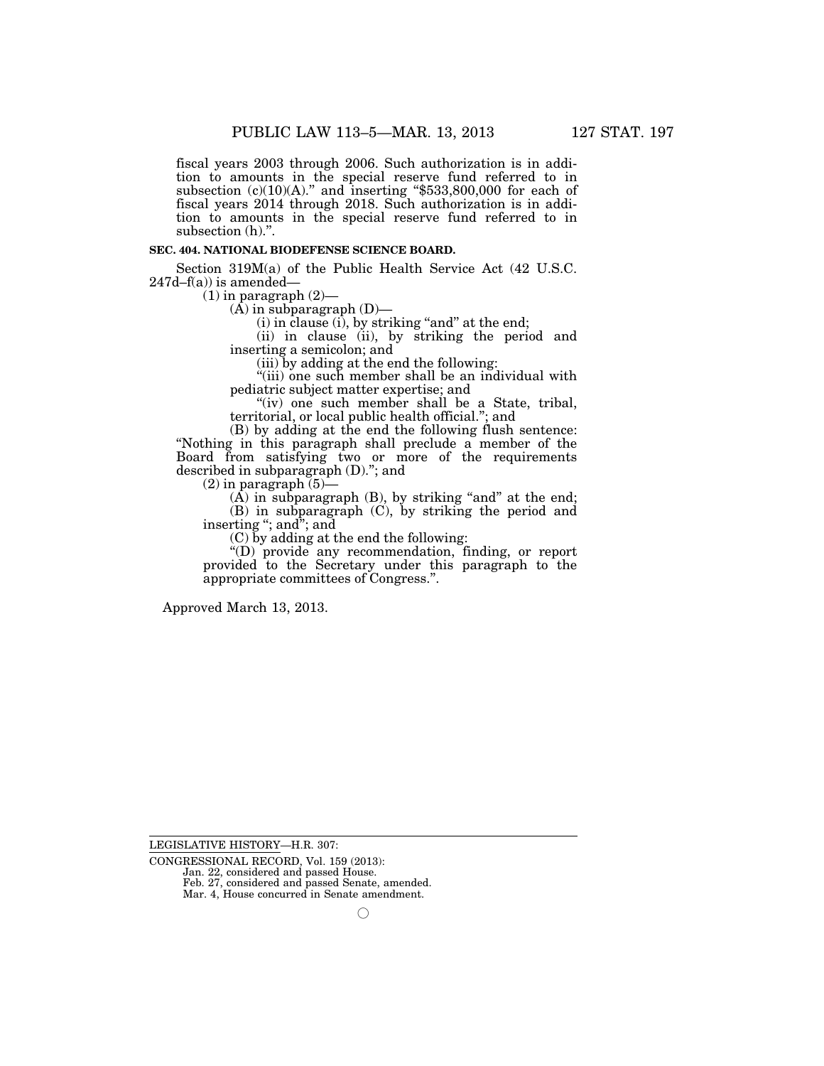fiscal years 2003 through 2006. Such authorization is in addition to amounts in the special reserve fund referred to in subsection (c)(10)(A)." and inserting "$533,800,000 for each of fiscal years 2014 through 2018. Such authorization is in addition to amounts in the special reserve fund referred to in subsection (h).".

**SEC. 404. NATIONAL BIODEFENSE SCIENCE BOARD.**

Section 319M(a) of the Public Health Service Act (42 U.S.C. 247d–f(a)) is amended—

(1) in paragraph (2)—

(A) in subparagraph (D)—

(i) in clause (i), by striking "and" at the end;

(ii) in clause (ii), by striking the period and inserting a semicolon; and

(iii) by adding at the end the following:

"(iii) one such member shall be an individual with pediatric subject matter expertise; and

"(iv) one such member shall be a State, tribal, territorial, or local public health official."; and

(B) by adding at the end the following flush sentence: "Nothing in this paragraph shall preclude a member of the Board from satisfying two or more of the requirements described in subparagraph (D)."; and

(2) in paragraph (5)—

(A) in subparagraph (B), by striking "and" at the end;

(B) in subparagraph (C), by striking the period and inserting "; and"; and

(C) by adding at the end the following:

"(D) provide any recommendation, finding, or report provided to the Secretary under this paragraph to the appropriate committees of Congress.".

Approved March 13, 2013.

---

LEGISLATIVE HISTORY—H.R. 307:

CONGRESSIONAL RECORD, Vol. 159 (2013):

Jan. 22, considered and passed House.

Feb. 27, considered and passed Senate, amended.

Mar. 4, House concurred in Senate amendment.